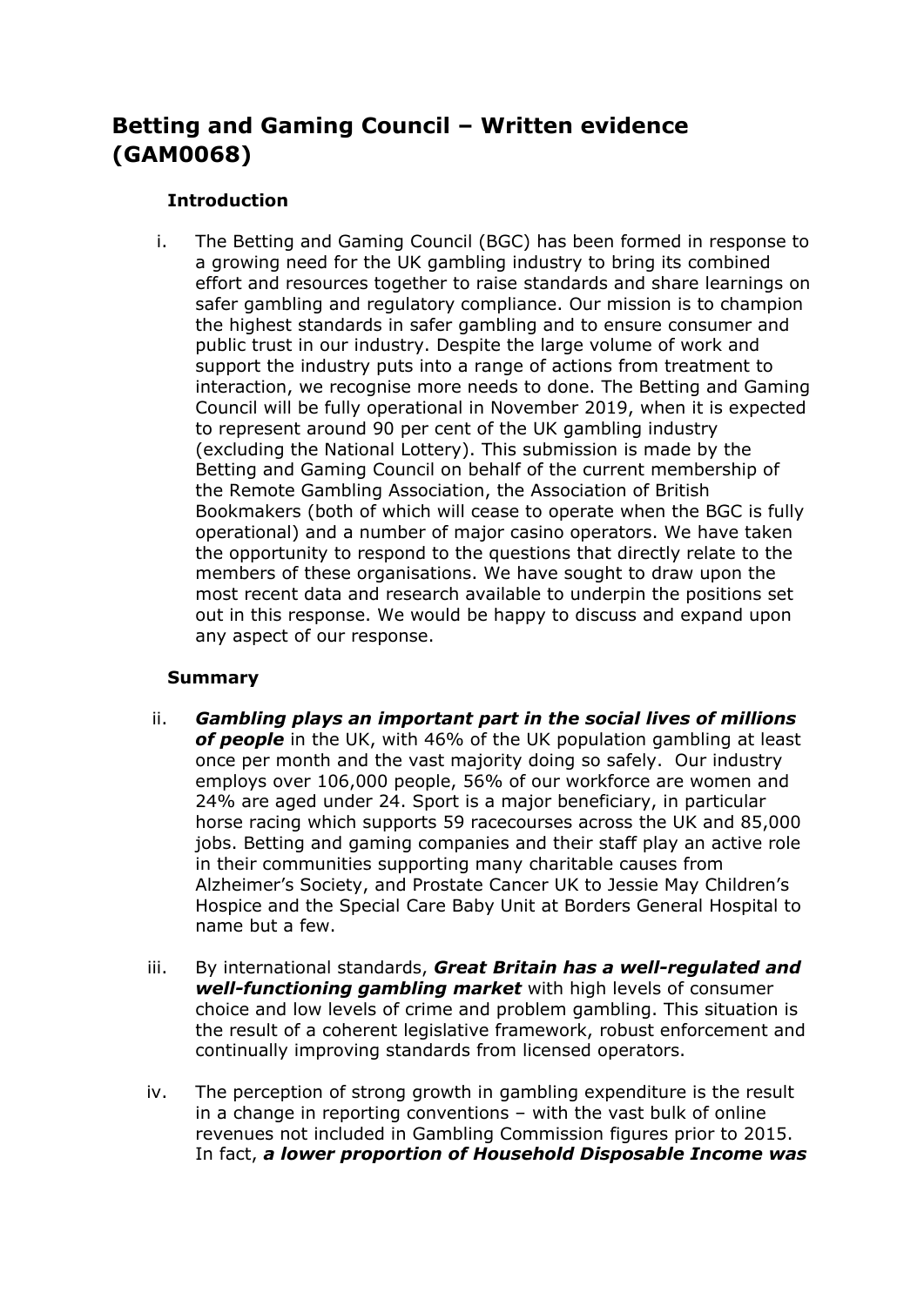# Betting and Gaming Council – Written evidence (GAM0068)

## Introduction

i. The Betting and Gaming Council (BGC) has been formed in response to a growing need for the UK gambling industry to bring its combined effort and resources together to raise standards and share learnings on safer gambling and regulatory compliance. Our mission is to champion the highest standards in safer gambling and to ensure consumer and public trust in our industry. Despite the large volume of work and support the industry puts into a range of actions from treatment to interaction, we recognise more needs to done. The Betting and Gaming Council will be fully operational in November 2019, when it is expected to represent around 90 per cent of the UK gambling industry (excluding the National Lottery). This submission is made by the Betting and Gaming Council on behalf of the current membership of the Remote Gambling Association, the Association of British Bookmakers (both of which will cease to operate when the BGC is fully operational) and a number of major casino operators. We have taken the opportunity to respond to the questions that directly relate to the members of these organisations. We have sought to draw upon the most recent data and research available to underpin the positions set out in this response. We would be happy to discuss and expand upon any aspect of our response.

## Summary

ii. ***Gambling plays an important part in the social lives of millions of people*** in the UK, with 46% of the UK population gambling at least once per month and the vast majority doing so safely. Our industry employs over 106,000 people, 56% of our workforce are women and 24% are aged under 24. Sport is a major beneficiary, in particular horse racing which supports 59 racecourses across the UK and 85,000 jobs. Betting and gaming companies and their staff play an active role in their communities supporting many charitable causes from Alzheimer's Society, and Prostate Cancer UK to Jessie May Children's Hospice and the Special Care Baby Unit at Borders General Hospital to name but a few.

iii. By international standards, ***Great Britain has a well-regulated and well-functioning gambling market*** with high levels of consumer choice and low levels of crime and problem gambling. This situation is the result of a coherent legislative framework, robust enforcement and continually improving standards from licensed operators.

iv. The perception of strong growth in gambling expenditure is the result in a change in reporting conventions – with the vast bulk of online revenues not included in Gambling Commission figures prior to 2015. In fact, ***a lower proportion of Household Disposable Income was***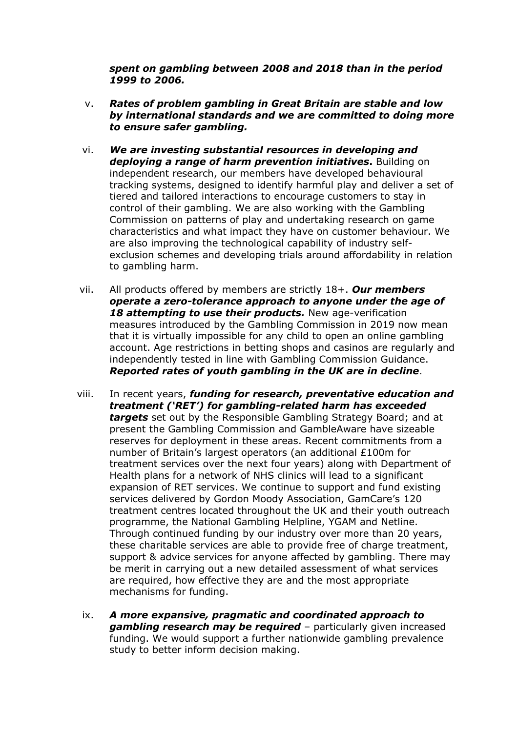***spent on gambling between 2008 and 2018 than in the period 1999 to 2006.***

v. ***Rates of problem gambling in Great Britain are stable and low by international standards and we are committed to doing more to ensure safer gambling.***

vi. ***We are investing substantial resources in developing and deploying a range of harm prevention initiatives*.** Building on independent research, our members have developed behavioural tracking systems, designed to identify harmful play and deliver a set of tiered and tailored interactions to encourage customers to stay in control of their gambling. We are also working with the Gambling Commission on patterns of play and undertaking research on game characteristics and what impact they have on customer behaviour. We are also improving the technological capability of industry self-exclusion schemes and developing trials around affordability in relation to gambling harm.

vii. All products offered by members are strictly 18+. ***Our members operate a zero-tolerance approach to anyone under the age of 18 attempting to use their products.*** New age-verification measures introduced by the Gambling Commission in 2019 now mean that it is virtually impossible for any child to open an online gambling account. Age restrictions in betting shops and casinos are regularly and independently tested in line with Gambling Commission Guidance. ***Reported rates of youth gambling in the UK are in decline***.

viii. In recent years, ***funding for research, preventative education and treatment ('RET') for gambling-related harm has exceeded targets*** set out by the Responsible Gambling Strategy Board; and at present the Gambling Commission and GambleAware have sizeable reserves for deployment in these areas. Recent commitments from a number of Britain's largest operators (an additional £100m for treatment services over the next four years) along with Department of Health plans for a network of NHS clinics will lead to a significant expansion of RET services. We continue to support and fund existing services delivered by Gordon Moody Association, GamCare's 120 treatment centres located throughout the UK and their youth outreach programme, the National Gambling Helpline, YGAM and Netline. Through continued funding by our industry over more than 20 years, these charitable services are able to provide free of charge treatment, support & advice services for anyone affected by gambling. There may be merit in carrying out a new detailed assessment of what services are required, how effective they are and the most appropriate mechanisms for funding.

ix. ***A more expansive, pragmatic and coordinated approach to gambling research may be required*** – particularly given increased funding. We would support a further nationwide gambling prevalence study to better inform decision making.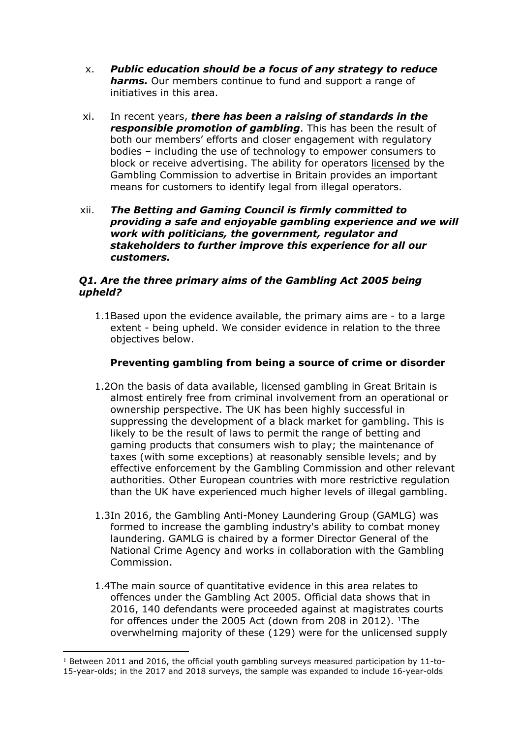x. ***Public education should be a focus of any strategy to reduce harms.*** Our members continue to fund and support a range of initiatives in this area.

xi. In recent years, ***there has been a raising of standards in the responsible promotion of gambling***. This has been the result of both our members' efforts and closer engagement with regulatory bodies – including the use of technology to empower consumers to block or receive advertising. The ability for operators licensed by the Gambling Commission to advertise in Britain provides an important means for customers to identify legal from illegal operators.

xii. ***The Betting and Gaming Council is firmly committed to providing a safe and enjoyable gambling experience and we will work with politicians, the government, regulator and stakeholders to further improve this experience for all our customers.***

### *Q1. Are the three primary aims of the Gambling Act 2005 being upheld?*

1.1 Based upon the evidence available, the primary aims are - to a large extent - being upheld. We consider evidence in relation to the three objectives below.

**Preventing gambling from being a source of crime or disorder**

1.2 On the basis of data available, licensed gambling in Great Britain is almost entirely free from criminal involvement from an operational or ownership perspective. The UK has been highly successful in suppressing the development of a black market for gambling. This is likely to be the result of laws to permit the range of betting and gaming products that consumers wish to play; the maintenance of taxes (with some exceptions) at reasonably sensible levels; and by effective enforcement by the Gambling Commission and other relevant authorities. Other European countries with more restrictive regulation than the UK have experienced much higher levels of illegal gambling.

1.3 In 2016, the Gambling Anti-Money Laundering Group (GAMLG) was formed to increase the gambling industry's ability to combat money laundering. GAMLG is chaired by a former Director General of the National Crime Agency and works in collaboration with the Gambling Commission.

1.4 The main source of quantitative evidence in this area relates to offences under the Gambling Act 2005. Official data shows that in 2016, 140 defendants were proceeded against at magistrates courts for offences under the 2005 Act (down from 208 in 2012). [1]The overwhelming majority of these (129) were for the unlicensed supply

---

[1] Between 2011 and 2016, the official youth gambling surveys measured participation by 11-to-15-year-olds; in the 2017 and 2018 surveys, the sample was expanded to include 16-year-olds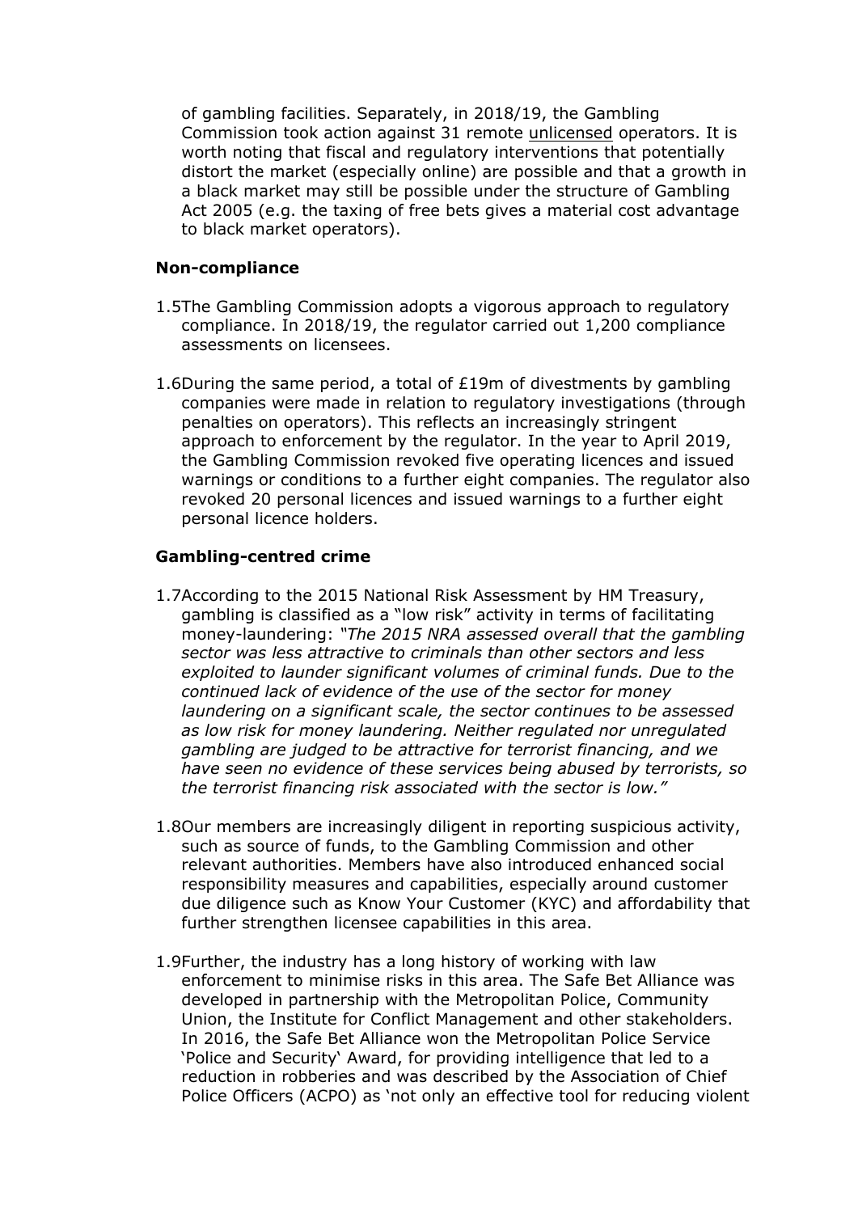of gambling facilities. Separately, in 2018/19, the Gambling Commission took action against 31 remote unlicensed operators. It is worth noting that fiscal and regulatory interventions that potentially distort the market (especially online) are possible and that a growth in a black market may still be possible under the structure of Gambling Act 2005 (e.g. the taxing of free bets gives a material cost advantage to black market operators).

**Non-compliance**

1.5 The Gambling Commission adopts a vigorous approach to regulatory compliance. In 2018/19, the regulator carried out 1,200 compliance assessments on licensees.

1.6 During the same period, a total of £19m of divestments by gambling companies were made in relation to regulatory investigations (through penalties on operators). This reflects an increasingly stringent approach to enforcement by the regulator. In the year to April 2019, the Gambling Commission revoked five operating licences and issued warnings or conditions to a further eight companies. The regulator also revoked 20 personal licences and issued warnings to a further eight personal licence holders.

**Gambling-centred crime**

1.7 According to the 2015 National Risk Assessment by HM Treasury, gambling is classified as a "low risk" activity in terms of facilitating money-laundering: *"The 2015 NRA assessed overall that the gambling sector was less attractive to criminals than other sectors and less exploited to launder significant volumes of criminal funds. Due to the continued lack of evidence of the use of the sector for money laundering on a significant scale, the sector continues to be assessed as low risk for money laundering. Neither regulated nor unregulated gambling are judged to be attractive for terrorist financing, and we have seen no evidence of these services being abused by terrorists, so the terrorist financing risk associated with the sector is low."*

1.8 Our members are increasingly diligent in reporting suspicious activity, such as source of funds, to the Gambling Commission and other relevant authorities. Members have also introduced enhanced social responsibility measures and capabilities, especially around customer due diligence such as Know Your Customer (KYC) and affordability that further strengthen licensee capabilities in this area.

1.9 Further, the industry has a long history of working with law enforcement to minimise risks in this area. The Safe Bet Alliance was developed in partnership with the Metropolitan Police, Community Union, the Institute for Conflict Management and other stakeholders. In 2016, the Safe Bet Alliance won the Metropolitan Police Service 'Police and Security' Award, for providing intelligence that led to a reduction in robberies and was described by the Association of Chief Police Officers (ACPO) as 'not only an effective tool for reducing violent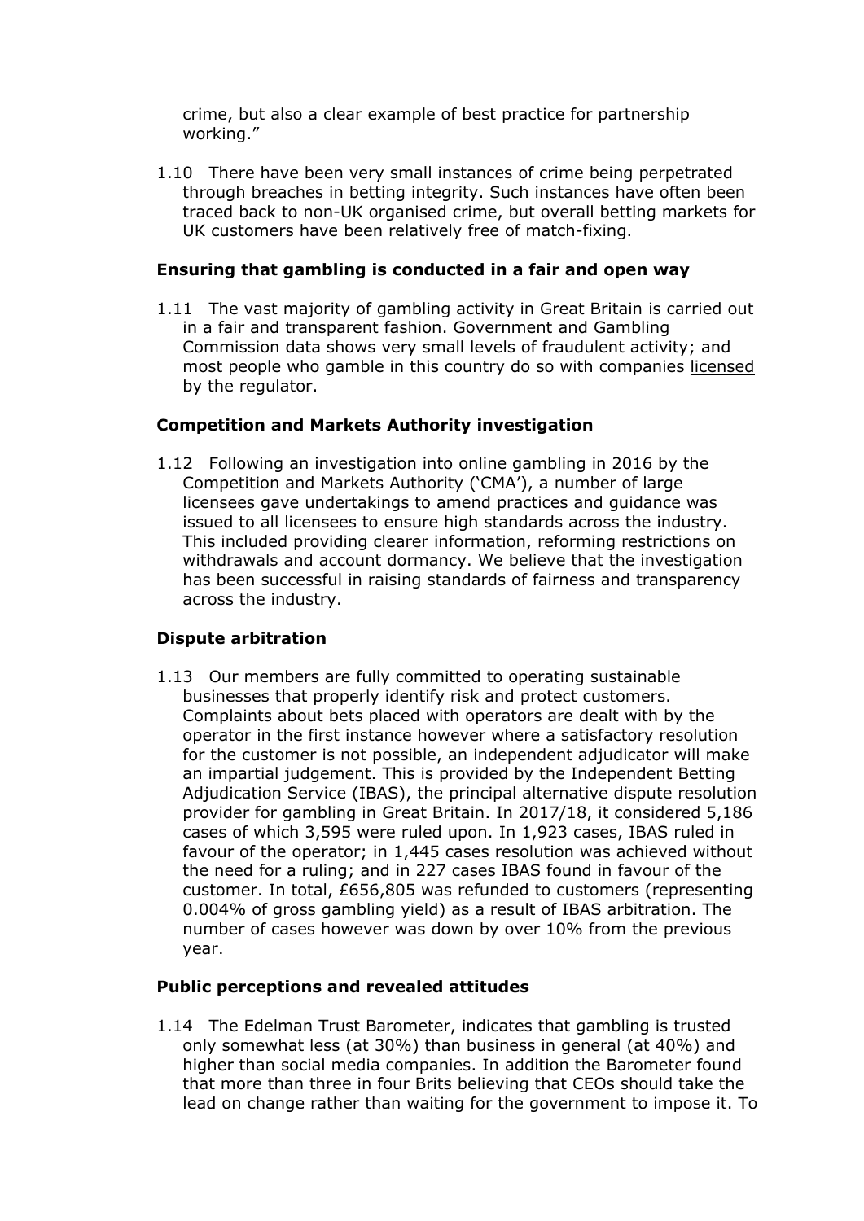crime, but also a clear example of best practice for partnership working."

1.10 There have been very small instances of crime being perpetrated through breaches in betting integrity. Such instances have often been traced back to non-UK organised crime, but overall betting markets for UK customers have been relatively free of match-fixing.

### Ensuring that gambling is conducted in a fair and open way

1.11 The vast majority of gambling activity in Great Britain is carried out in a fair and transparent fashion. Government and Gambling Commission data shows very small levels of fraudulent activity; and most people who gamble in this country do so with companies licensed by the regulator.

### Competition and Markets Authority investigation

1.12 Following an investigation into online gambling in 2016 by the Competition and Markets Authority ('CMA'), a number of large licensees gave undertakings to amend practices and guidance was issued to all licensees to ensure high standards across the industry. This included providing clearer information, reforming restrictions on withdrawals and account dormancy. We believe that the investigation has been successful in raising standards of fairness and transparency across the industry.

### Dispute arbitration

1.13 Our members are fully committed to operating sustainable businesses that properly identify risk and protect customers. Complaints about bets placed with operators are dealt with by the operator in the first instance however where a satisfactory resolution for the customer is not possible, an independent adjudicator will make an impartial judgement. This is provided by the Independent Betting Adjudication Service (IBAS), the principal alternative dispute resolution provider for gambling in Great Britain. In 2017/18, it considered 5,186 cases of which 3,595 were ruled upon. In 1,923 cases, IBAS ruled in favour of the operator; in 1,445 cases resolution was achieved without the need for a ruling; and in 227 cases IBAS found in favour of the customer. In total, £656,805 was refunded to customers (representing 0.004% of gross gambling yield) as a result of IBAS arbitration. The number of cases however was down by over 10% from the previous year.

### Public perceptions and revealed attitudes

1.14 The Edelman Trust Barometer, indicates that gambling is trusted only somewhat less (at 30%) than business in general (at 40%) and higher than social media companies. In addition the Barometer found that more than three in four Brits believing that CEOs should take the lead on change rather than waiting for the government to impose it. To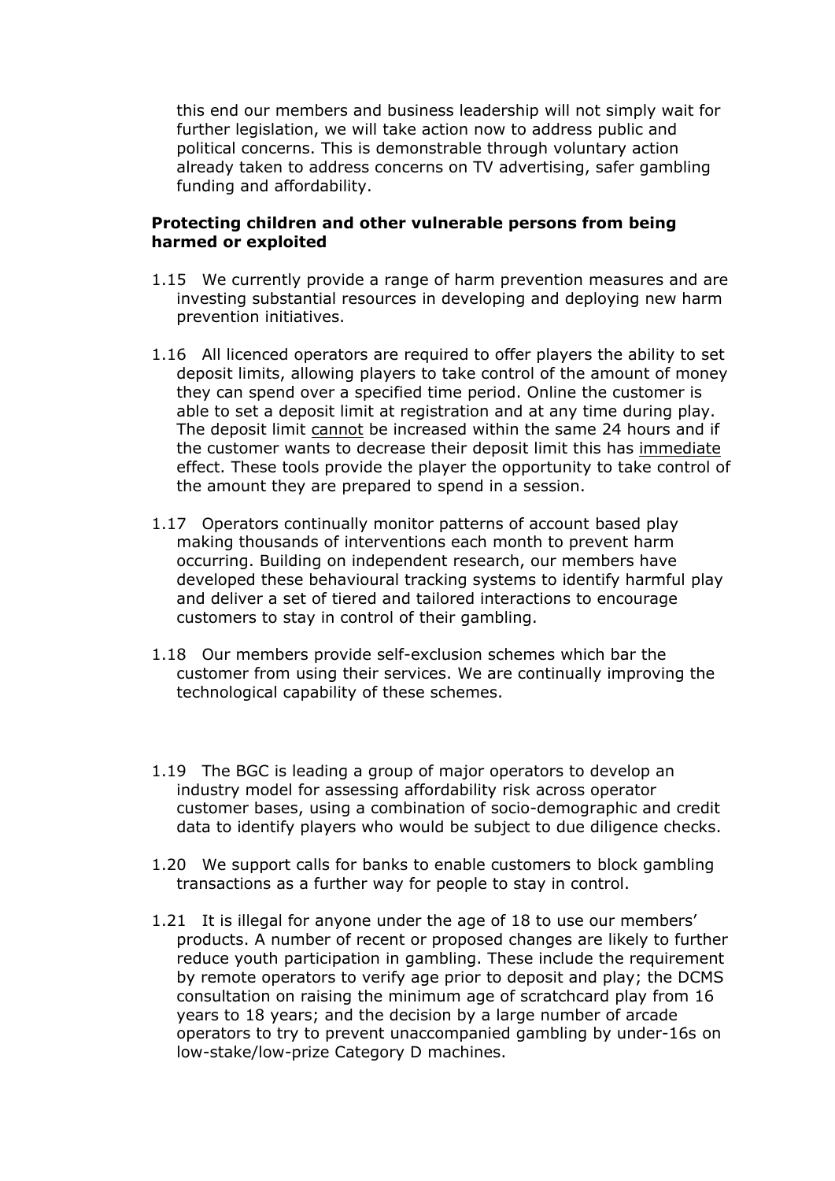this end our members and business leadership will not simply wait for further legislation, we will take action now to address public and political concerns. This is demonstrable through voluntary action already taken to address concerns on TV advertising, safer gambling funding and affordability.

**Protecting children and other vulnerable persons from being harmed or exploited**

1.15 We currently provide a range of harm prevention measures and are investing substantial resources in developing and deploying new harm prevention initiatives.

1.16 All licenced operators are required to offer players the ability to set deposit limits, allowing players to take control of the amount of money they can spend over a specified time period. Online the customer is able to set a deposit limit at registration and at any time during play. The deposit limit <u>cannot</u> be increased within the same 24 hours and if the customer wants to decrease their deposit limit this has <u>immediate</u> effect. These tools provide the player the opportunity to take control of the amount they are prepared to spend in a session.

1.17 Operators continually monitor patterns of account based play making thousands of interventions each month to prevent harm occurring. Building on independent research, our members have developed these behavioural tracking systems to identify harmful play and deliver a set of tiered and tailored interactions to encourage customers to stay in control of their gambling.

1.18 Our members provide self-exclusion schemes which bar the customer from using their services. We are continually improving the technological capability of these schemes.

1.19 The BGC is leading a group of major operators to develop an industry model for assessing affordability risk across operator customer bases, using a combination of socio-demographic and credit data to identify players who would be subject to due diligence checks.

1.20 We support calls for banks to enable customers to block gambling transactions as a further way for people to stay in control.

1.21 It is illegal for anyone under the age of 18 to use our members' products. A number of recent or proposed changes are likely to further reduce youth participation in gambling. These include the requirement by remote operators to verify age prior to deposit and play; the DCMS consultation on raising the minimum age of scratchcard play from 16 years to 18 years; and the decision by a large number of arcade operators to try to prevent unaccompanied gambling by under-16s on low-stake/low-prize Category D machines.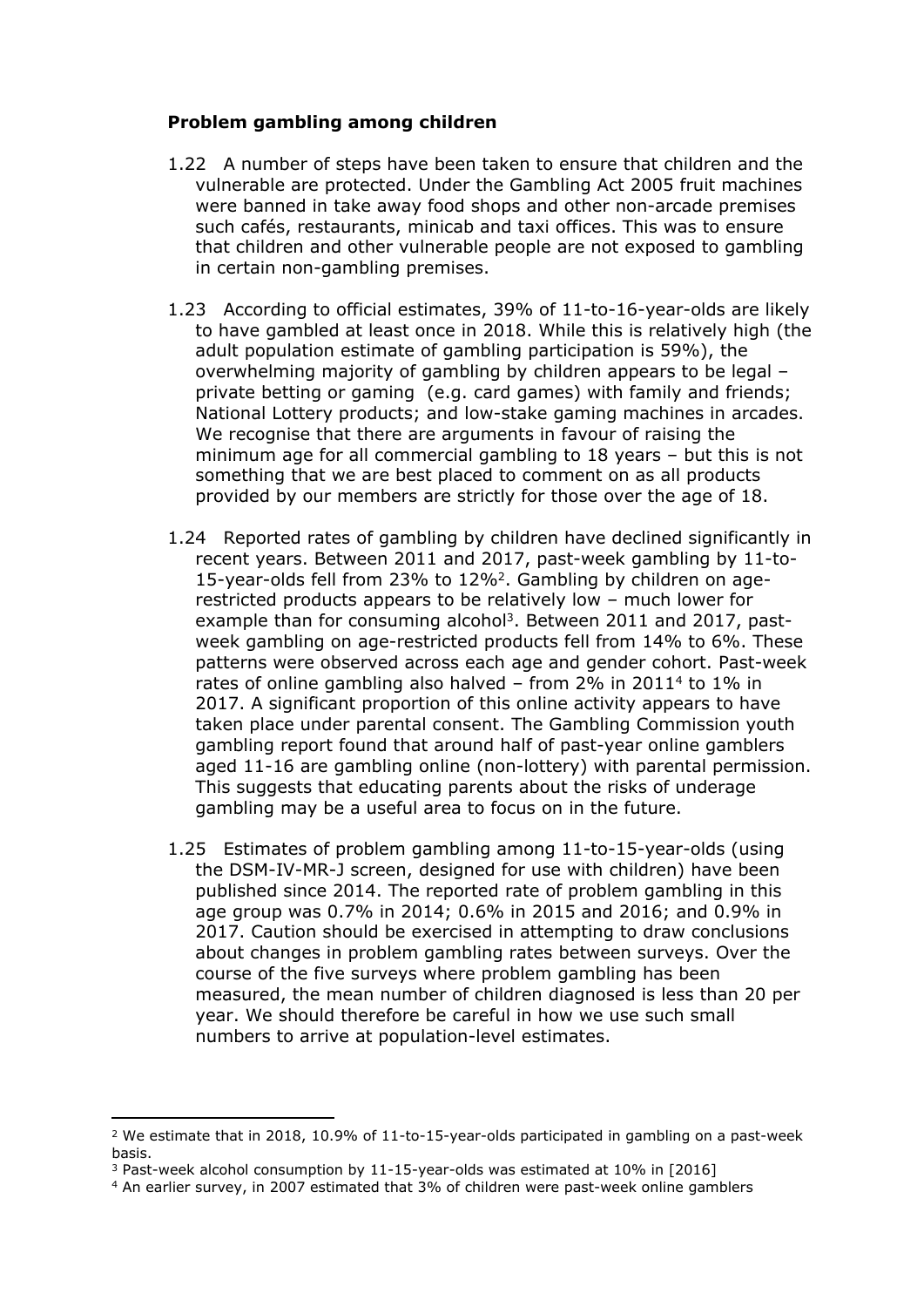**Problem gambling among children**

1.22 A number of steps have been taken to ensure that children and the vulnerable are protected. Under the Gambling Act 2005 fruit machines were banned in take away food shops and other non-arcade premises such cafés, restaurants, minicab and taxi offices. This was to ensure that children and other vulnerable people are not exposed to gambling in certain non-gambling premises.

1.23 According to official estimates, 39% of 11-to-16-year-olds are likely to have gambled at least once in 2018. While this is relatively high (the adult population estimate of gambling participation is 59%), the overwhelming majority of gambling by children appears to be legal – private betting or gaming (e.g. card games) with family and friends; National Lottery products; and low-stake gaming machines in arcades. We recognise that there are arguments in favour of raising the minimum age for all commercial gambling to 18 years – but this is not something that we are best placed to comment on as all products provided by our members are strictly for those over the age of 18.

1.24 Reported rates of gambling by children have declined significantly in recent years. Between 2011 and 2017, past-week gambling by 11-to-15-year-olds fell from 23% to 12%[2]. Gambling by children on age-restricted products appears to be relatively low – much lower for example than for consuming alcohol[3]. Between 2011 and 2017, past-week gambling on age-restricted products fell from 14% to 6%. These patterns were observed across each age and gender cohort. Past-week rates of online gambling also halved – from 2% in 2011[4] to 1% in 2017. A significant proportion of this online activity appears to have taken place under parental consent. The Gambling Commission youth gambling report found that around half of past-year online gamblers aged 11-16 are gambling online (non-lottery) with parental permission. This suggests that educating parents about the risks of underage gambling may be a useful area to focus on in the future.

1.25 Estimates of problem gambling among 11-to-15-year-olds (using the DSM-IV-MR-J screen, designed for use with children) have been published since 2014. The reported rate of problem gambling in this age group was 0.7% in 2014; 0.6% in 2015 and 2016; and 0.9% in 2017. Caution should be exercised in attempting to draw conclusions about changes in problem gambling rates between surveys. Over the course of the five surveys where problem gambling has been measured, the mean number of children diagnosed is less than 20 per year. We should therefore be careful in how we use such small numbers to arrive at population-level estimates.

---

[2] We estimate that in 2018, 10.9% of 11-to-15-year-olds participated in gambling on a past-week basis.

[3] Past-week alcohol consumption by 11-15-year-olds was estimated at 10% in [2016]

[4] An earlier survey, in 2007 estimated that 3% of children were past-week online gamblers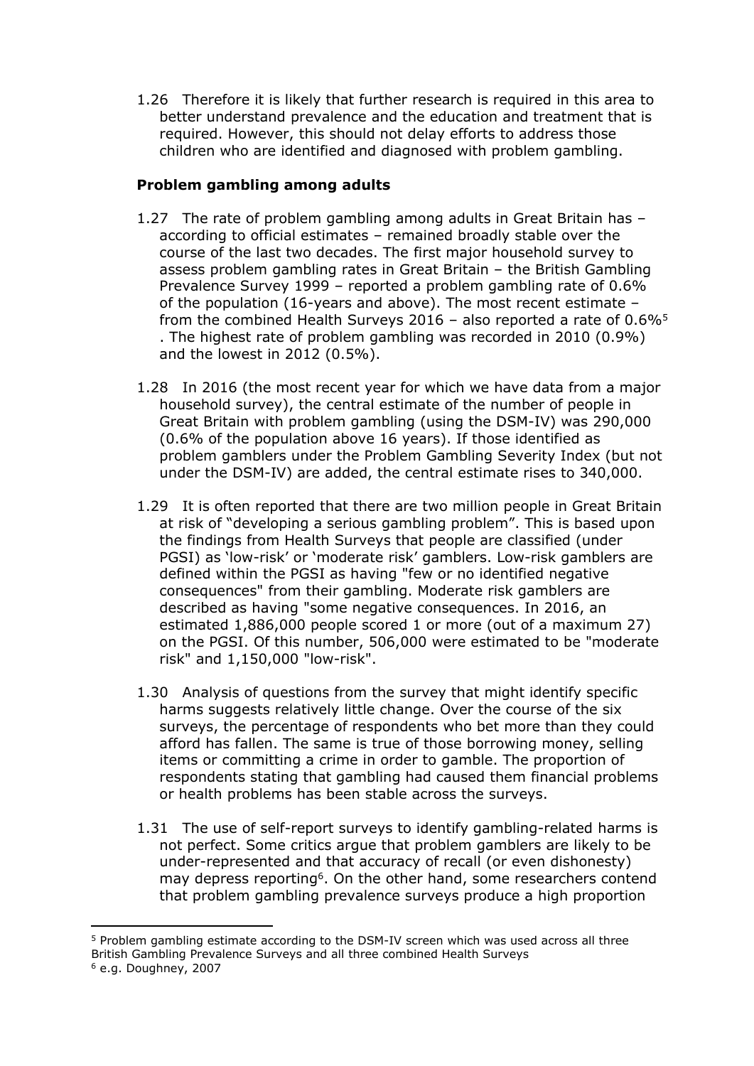1.26 Therefore it is likely that further research is required in this area to better understand prevalence and the education and treatment that is required. However, this should not delay efforts to address those children who are identified and diagnosed with problem gambling.

### Problem gambling among adults

1.27 The rate of problem gambling among adults in Great Britain has – according to official estimates – remained broadly stable over the course of the last two decades. The first major household survey to assess problem gambling rates in Great Britain – the British Gambling Prevalence Survey 1999 – reported a problem gambling rate of 0.6% of the population (16-years and above). The most recent estimate – from the combined Health Surveys 2016 – also reported a rate of 0.6%[5]. The highest rate of problem gambling was recorded in 2010 (0.9%) and the lowest in 2012 (0.5%).

1.28 In 2016 (the most recent year for which we have data from a major household survey), the central estimate of the number of people in Great Britain with problem gambling (using the DSM-IV) was 290,000 (0.6% of the population above 16 years). If those identified as problem gamblers under the Problem Gambling Severity Index (but not under the DSM-IV) are added, the central estimate rises to 340,000.

1.29 It is often reported that there are two million people in Great Britain at risk of "developing a serious gambling problem". This is based upon the findings from Health Surveys that people are classified (under PGSI) as 'low-risk' or 'moderate risk' gamblers. Low-risk gamblers are defined within the PGSI as having "few or no identified negative consequences" from their gambling. Moderate risk gamblers are described as having "some negative consequences. In 2016, an estimated 1,886,000 people scored 1 or more (out of a maximum 27) on the PGSI. Of this number, 506,000 were estimated to be "moderate risk" and 1,150,000 "low-risk".

1.30 Analysis of questions from the survey that might identify specific harms suggests relatively little change. Over the course of the six surveys, the percentage of respondents who bet more than they could afford has fallen. The same is true of those borrowing money, selling items or committing a crime in order to gamble. The proportion of respondents stating that gambling had caused them financial problems or health problems has been stable across the surveys.

1.31 The use of self-report surveys to identify gambling-related harms is not perfect. Some critics argue that problem gamblers are likely to be under-represented and that accuracy of recall (or even dishonesty) may depress reporting[6]. On the other hand, some researchers contend that problem gambling prevalence surveys produce a high proportion

---

[5] Problem gambling estimate according to the DSM-IV screen which was used across all three British Gambling Prevalence Surveys and all three combined Health Surveys

[6] e.g. Doughney, 2007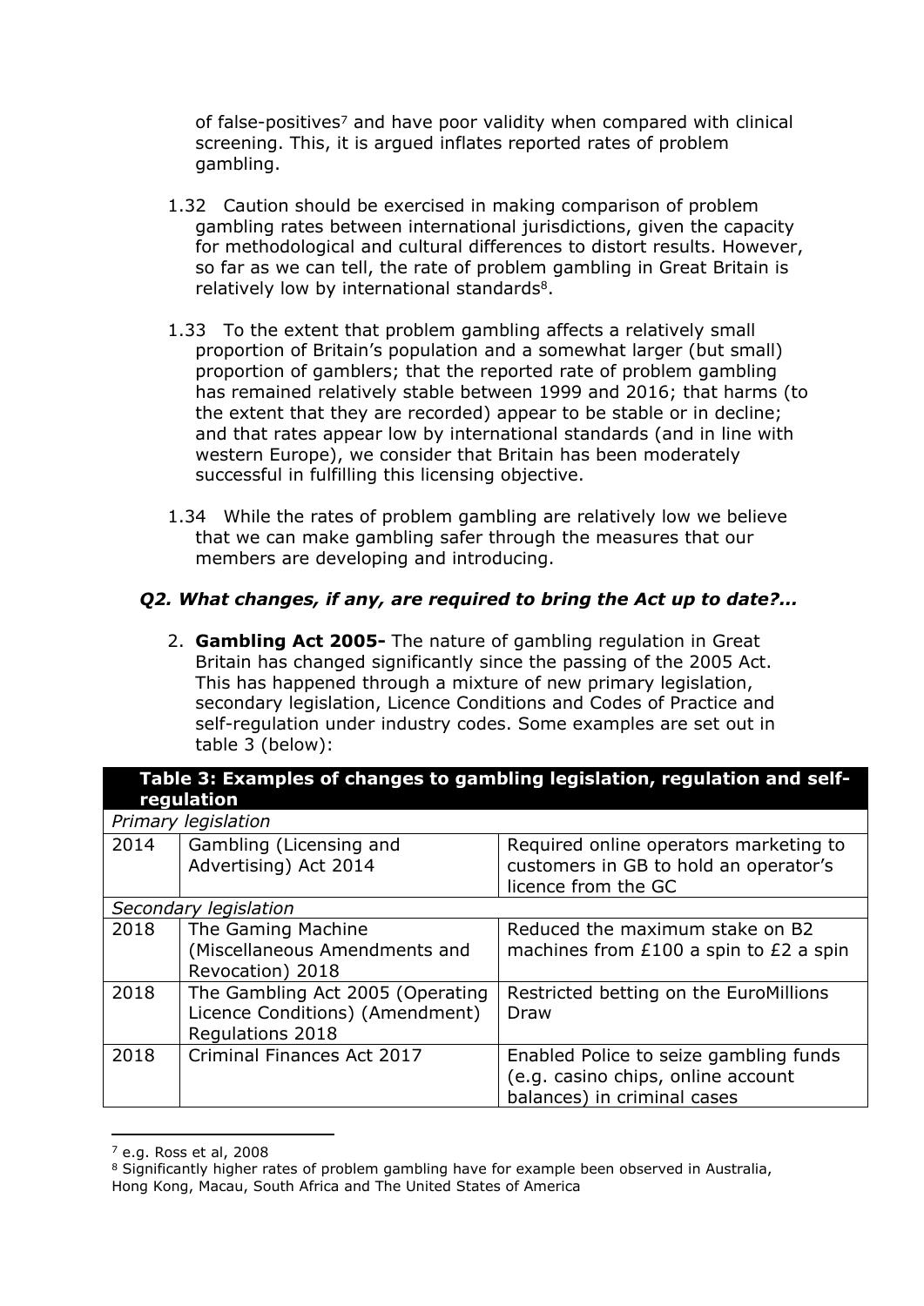of false-positives[7] and have poor validity when compared with clinical screening. This, it is argued inflates reported rates of problem gambling.

1.32 Caution should be exercised in making comparison of problem gambling rates between international jurisdictions, given the capacity for methodological and cultural differences to distort results. However, so far as we can tell, the rate of problem gambling in Great Britain is relatively low by international standards[8].

1.33 To the extent that problem gambling affects a relatively small proportion of Britain's population and a somewhat larger (but small) proportion of gamblers; that the reported rate of problem gambling has remained relatively stable between 1999 and 2016; that harms (to the extent that they are recorded) appear to be stable or in decline; and that rates appear low by international standards (and in line with western Europe), we consider that Britain has been moderately successful in fulfilling this licensing objective.

1.34 While the rates of problem gambling are relatively low we believe that we can make gambling safer through the measures that our members are developing and introducing.

### *Q2. What changes, if any, are required to bring the Act up to date?...*

2. **Gambling Act 2005-** The nature of gambling regulation in Great Britain has changed significantly since the passing of the 2005 Act. This has happened through a mixture of new primary legislation, secondary legislation, Licence Conditions and Codes of Practice and self-regulation under industry codes. Some examples are set out in table 3 (below):

| **Table 3: Examples of changes to gambling legislation, regulation and self-regulation** | | |
|---|---|---|
| *Primary legislation* | | |
| 2014 | Gambling (Licensing and Advertising) Act 2014 | Required online operators marketing to customers in GB to hold an operator's licence from the GC |
| *Secondary legislation* | | |
| 2018 | The Gaming Machine (Miscellaneous Amendments and Revocation) 2018 | Reduced the maximum stake on B2 machines from £100 a spin to £2 a spin |
| 2018 | The Gambling Act 2005 (Operating Licence Conditions) (Amendment) Regulations 2018 | Restricted betting on the EuroMillions Draw |
| 2018 | Criminal Finances Act 2017 | Enabled Police to seize gambling funds (e.g. casino chips, online account balances) in criminal cases |

[7] e.g. Ross et al, 2008

[8] Significantly higher rates of problem gambling have for example been observed in Australia, Hong Kong, Macau, South Africa and The United States of America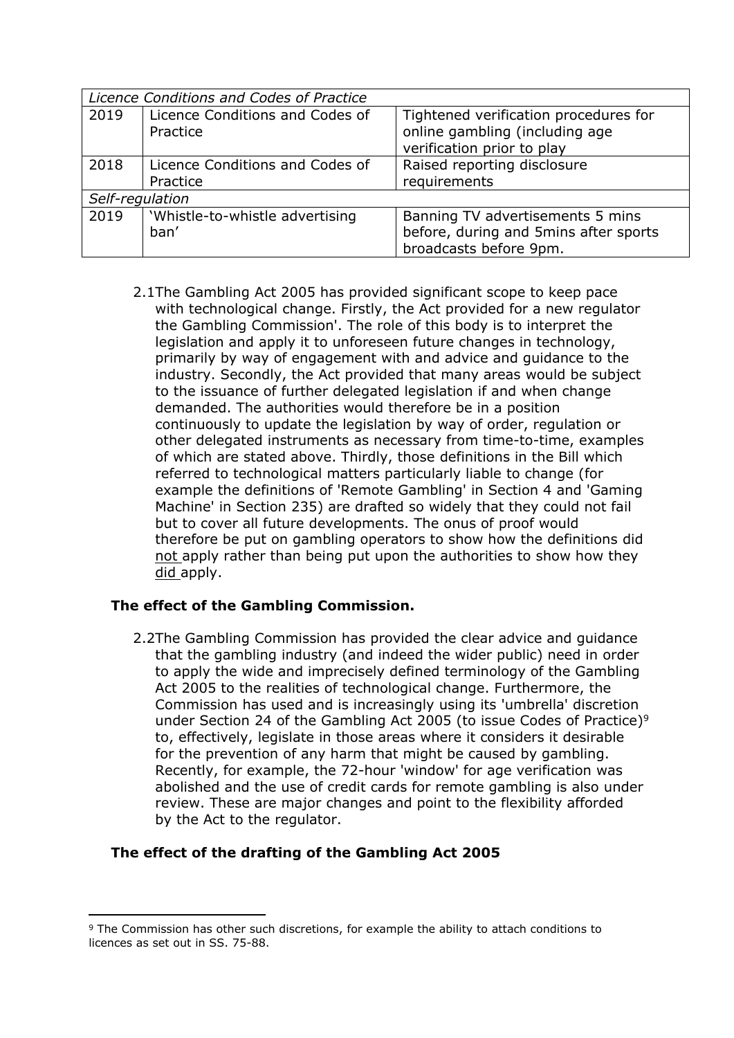| *Licence Conditions and Codes of Practice* | | |
|---|---|---|
| 2019 | Licence Conditions and Codes of Practice | Tightened verification procedures for online gambling (including age verification prior to play |
| 2018 | Licence Conditions and Codes of Practice | Raised reporting disclosure requirements |
| *Self-regulation* | | |
| 2019 | 'Whistle-to-whistle advertising ban' | Banning TV advertisements 5 mins before, during and 5mins after sports broadcasts before 9pm. |

2.1 The Gambling Act 2005 has provided significant scope to keep pace with technological change. Firstly, the Act provided for a new regulator the Gambling Commission'. The role of this body is to interpret the legislation and apply it to unforeseen future changes in technology, primarily by way of engagement with and advice and guidance to the industry. Secondly, the Act provided that many areas would be subject to the issuance of further delegated legislation if and when change demanded. The authorities would therefore be in a position continuously to update the legislation by way of order, regulation or other delegated instruments as necessary from time-to-time, examples of which are stated above. Thirdly, those definitions in the Bill which referred to technological matters particularly liable to change (for example the definitions of 'Remote Gambling' in Section 4 and 'Gaming Machine' in Section 235) are drafted so widely that they could not fail but to cover all future developments. The onus of proof would therefore be put on gambling operators to show how the definitions did <u>not</u> apply rather than being put upon the authorities to show how they <u>did</u> apply.

**The effect of the Gambling Commission.**

2.2 The Gambling Commission has provided the clear advice and guidance that the gambling industry (and indeed the wider public) need in order to apply the wide and imprecisely defined terminology of the Gambling Act 2005 to the realities of technological change. Furthermore, the Commission has used and is increasingly using its 'umbrella' discretion under Section 24 of the Gambling Act 2005 (to issue Codes of Practice)[9] to, effectively, legislate in those areas where it considers it desirable for the prevention of any harm that might be caused by gambling. Recently, for example, the 72-hour 'window' for age verification was abolished and the use of credit cards for remote gambling is also under review. These are major changes and point to the flexibility afforded by the Act to the regulator.

**The effect of the drafting of the Gambling Act 2005**

[9] The Commission has other such discretions, for example the ability to attach conditions to licences as set out in SS. 75-88.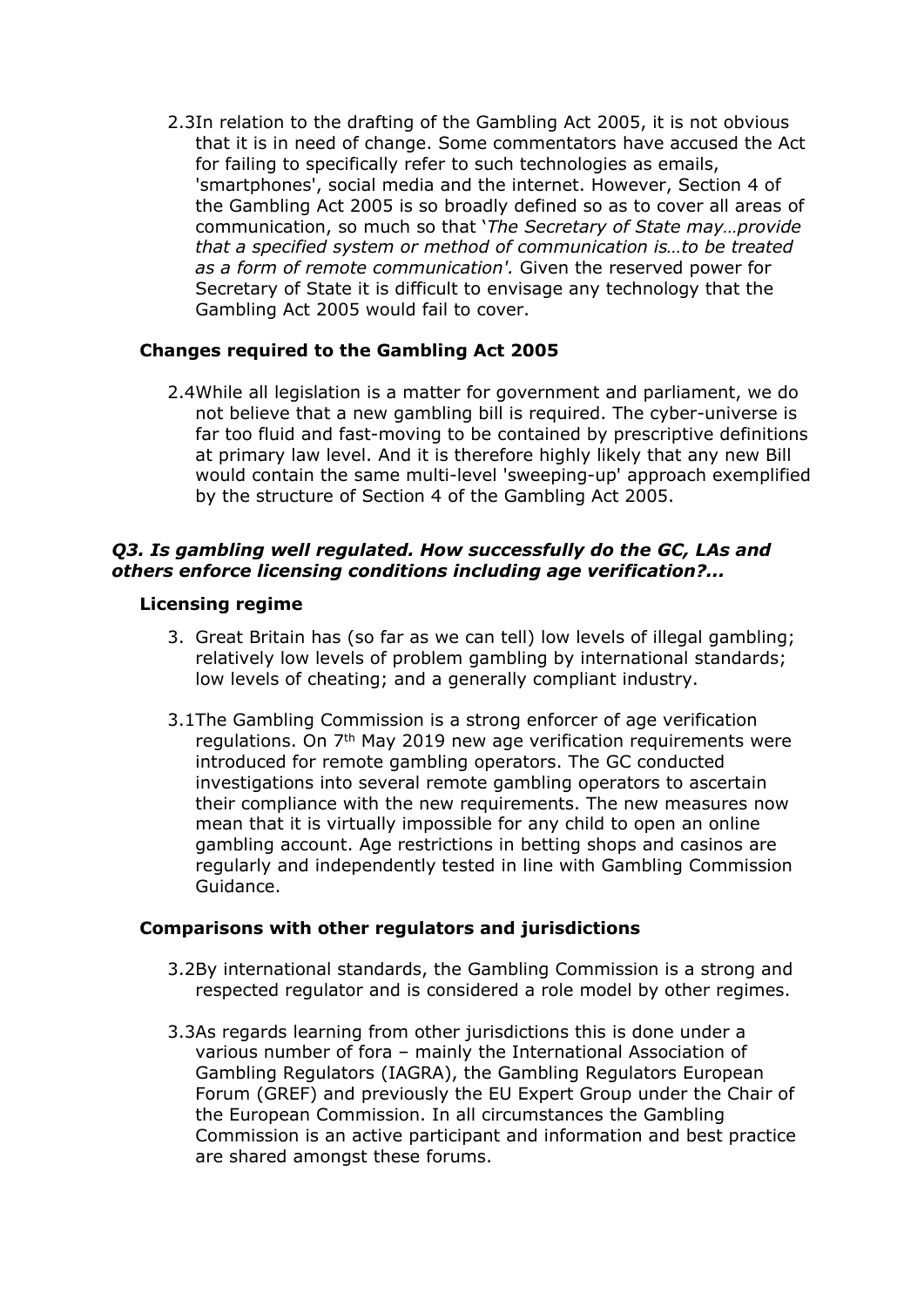2.3 In relation to the drafting of the Gambling Act 2005, it is not obvious that it is in need of change. Some commentators have accused the Act for failing to specifically refer to such technologies as emails, 'smartphones', social media and the internet. However, Section 4 of the Gambling Act 2005 is so broadly defined so as to cover all areas of communication, so much so that '*The Secretary of State may…provide that a specified system or method of communication is…to be treated as a form of remote communication'.* Given the reserved power for Secretary of State it is difficult to envisage any technology that the Gambling Act 2005 would fail to cover.

### Changes required to the Gambling Act 2005

2.4 While all legislation is a matter for government and parliament, we do not believe that a new gambling bill is required. The cyber-universe is far too fluid and fast-moving to be contained by prescriptive definitions at primary law level. And it is therefore highly likely that any new Bill would contain the same multi-level 'sweeping-up' approach exemplified by the structure of Section 4 of the Gambling Act 2005.

## *Q3. Is gambling well regulated. How successfully do the GC, LAs and others enforce licensing conditions including age verification?...*

### Licensing regime

3. Great Britain has (so far as we can tell) low levels of illegal gambling; relatively low levels of problem gambling by international standards; low levels of cheating; and a generally compliant industry.

3.1 The Gambling Commission is a strong enforcer of age verification regulations. On 7th May 2019 new age verification requirements were introduced for remote gambling operators. The GC conducted investigations into several remote gambling operators to ascertain their compliance with the new requirements. The new measures now mean that it is virtually impossible for any child to open an online gambling account. Age restrictions in betting shops and casinos are regularly and independently tested in line with Gambling Commission Guidance.

### Comparisons with other regulators and jurisdictions

3.2 By international standards, the Gambling Commission is a strong and respected regulator and is considered a role model by other regimes.

3.3 As regards learning from other jurisdictions this is done under a various number of fora – mainly the International Association of Gambling Regulators (IAGRA), the Gambling Regulators European Forum (GREF) and previously the EU Expert Group under the Chair of the European Commission. In all circumstances the Gambling Commission is an active participant and information and best practice are shared amongst these forums.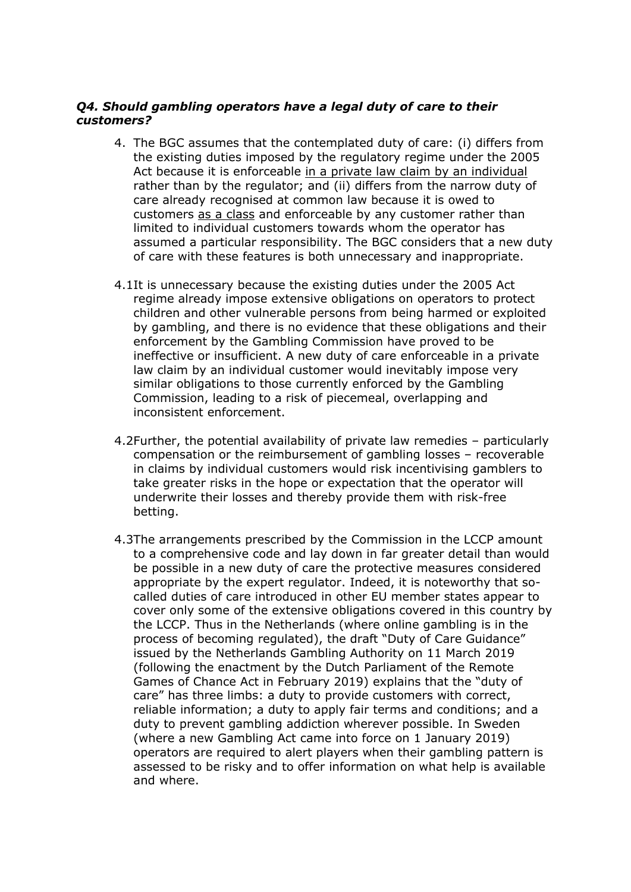***Q4. Should gambling operators have a legal duty of care to their customers?***

4. The BGC assumes that the contemplated duty of care: (i) differs from the existing duties imposed by the regulatory regime under the 2005 Act because it is enforceable <u>in a private law claim by an individual</u> rather than by the regulator; and (ii) differs from the narrow duty of care already recognised at common law because it is owed to customers <u>as a class</u> and enforceable by any customer rather than limited to individual customers towards whom the operator has assumed a particular responsibility. The BGC considers that a new duty of care with these features is both unnecessary and inappropriate.

4.1 It is unnecessary because the existing duties under the 2005 Act regime already impose extensive obligations on operators to protect children and other vulnerable persons from being harmed or exploited by gambling, and there is no evidence that these obligations and their enforcement by the Gambling Commission have proved to be ineffective or insufficient. A new duty of care enforceable in a private law claim by an individual customer would inevitably impose very similar obligations to those currently enforced by the Gambling Commission, leading to a risk of piecemeal, overlapping and inconsistent enforcement.

4.2 Further, the potential availability of private law remedies – particularly compensation or the reimbursement of gambling losses – recoverable in claims by individual customers would risk incentivising gamblers to take greater risks in the hope or expectation that the operator will underwrite their losses and thereby provide them with risk-free betting.

4.3 The arrangements prescribed by the Commission in the LCCP amount to a comprehensive code and lay down in far greater detail than would be possible in a new duty of care the protective measures considered appropriate by the expert regulator. Indeed, it is noteworthy that so-called duties of care introduced in other EU member states appear to cover only some of the extensive obligations covered in this country by the LCCP. Thus in the Netherlands (where online gambling is in the process of becoming regulated), the draft "Duty of Care Guidance" issued by the Netherlands Gambling Authority on 11 March 2019 (following the enactment by the Dutch Parliament of the Remote Games of Chance Act in February 2019) explains that the "duty of care" has three limbs: a duty to provide customers with correct, reliable information; a duty to apply fair terms and conditions; and a duty to prevent gambling addiction wherever possible. In Sweden (where a new Gambling Act came into force on 1 January 2019) operators are required to alert players when their gambling pattern is assessed to be risky and to offer information on what help is available and where.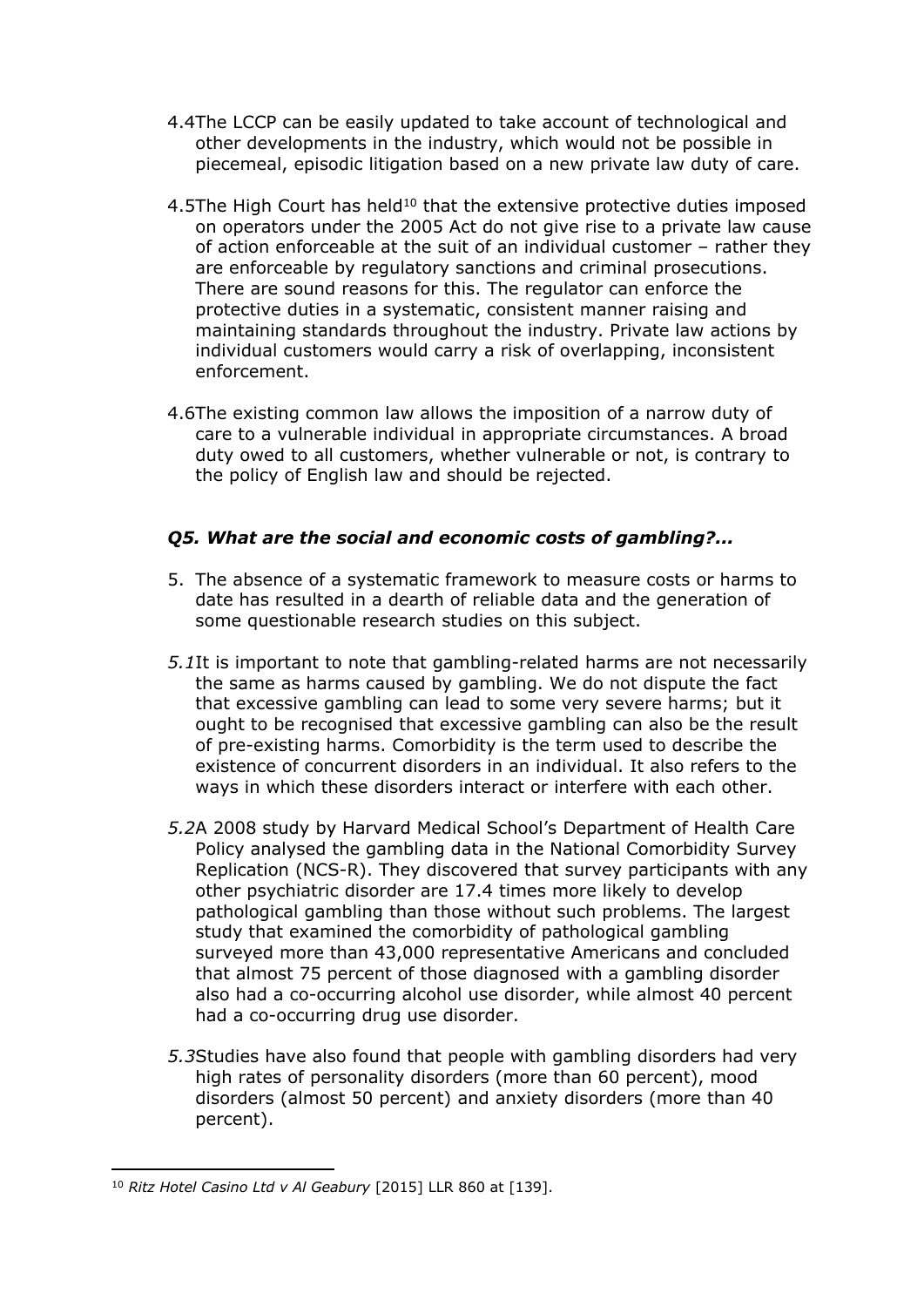4.4 The LCCP can be easily updated to take account of technological and other developments in the industry, which would not be possible in piecemeal, episodic litigation based on a new private law duty of care.

4.5 The High Court has held[10] that the extensive protective duties imposed on operators under the 2005 Act do not give rise to a private law cause of action enforceable at the suit of an individual customer – rather they are enforceable by regulatory sanctions and criminal prosecutions. There are sound reasons for this. The regulator can enforce the protective duties in a systematic, consistent manner raising and maintaining standards throughout the industry. Private law actions by individual customers would carry a risk of overlapping, inconsistent enforcement.

4.6 The existing common law allows the imposition of a narrow duty of care to a vulnerable individual in appropriate circumstances. A broad duty owed to all customers, whether vulnerable or not, is contrary to the policy of English law and should be rejected.

### *Q5. What are the social and economic costs of gambling?...*

5. The absence of a systematic framework to measure costs or harms to date has resulted in a dearth of reliable data and the generation of some questionable research studies on this subject.

*5.1* It is important to note that gambling-related harms are not necessarily the same as harms caused by gambling. We do not dispute the fact that excessive gambling can lead to some very severe harms; but it ought to be recognised that excessive gambling can also be the result of pre-existing harms. Comorbidity is the term used to describe the existence of concurrent disorders in an individual. It also refers to the ways in which these disorders interact or interfere with each other.

*5.2* A 2008 study by Harvard Medical School's Department of Health Care Policy analysed the gambling data in the National Comorbidity Survey Replication (NCS-R). They discovered that survey participants with any other psychiatric disorder are 17.4 times more likely to develop pathological gambling than those without such problems. The largest study that examined the comorbidity of pathological gambling surveyed more than 43,000 representative Americans and concluded that almost 75 percent of those diagnosed with a gambling disorder also had a co-occurring alcohol use disorder, while almost 40 percent had a co-occurring drug use disorder.

*5.3* Studies have also found that people with gambling disorders had very high rates of personality disorders (more than 60 percent), mood disorders (almost 50 percent) and anxiety disorders (more than 40 percent).

---

[10] *Ritz Hotel Casino Ltd v Al Geabury* [2015] LLR 860 at [139].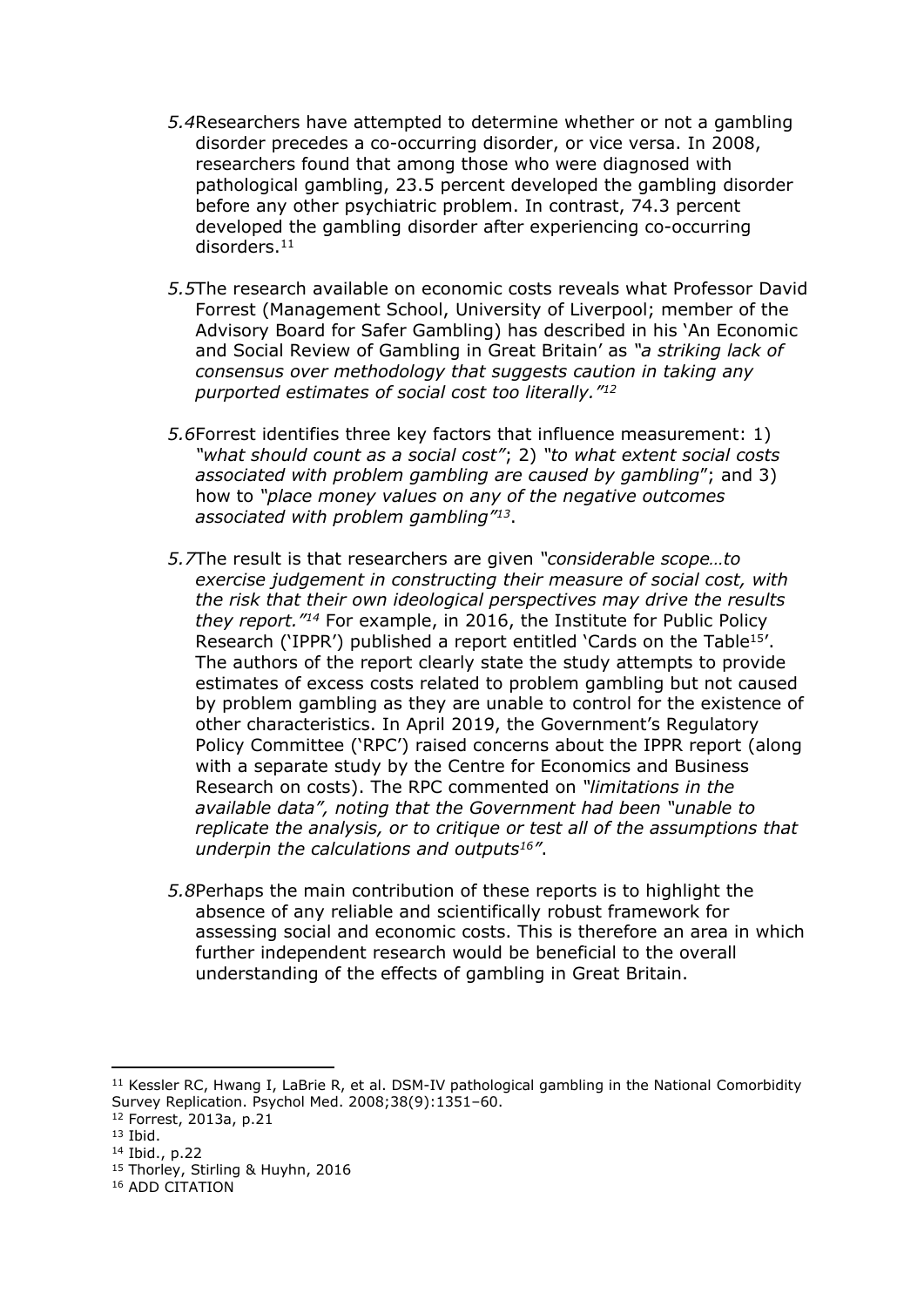*5.4* Researchers have attempted to determine whether or not a gambling disorder precedes a co-occurring disorder, or vice versa. In 2008, researchers found that among those who were diagnosed with pathological gambling, 23.5 percent developed the gambling disorder before any other psychiatric problem. In contrast, 74.3 percent developed the gambling disorder after experiencing co-occurring disorders.[11]

*5.5* The research available on economic costs reveals what Professor David Forrest (Management School, University of Liverpool; member of the Advisory Board for Safer Gambling) has described in his 'An Economic and Social Review of Gambling in Great Britain' as *"a striking lack of consensus over methodology that suggests caution in taking any purported estimates of social cost too literally."*[12]

*5.6* Forrest identifies three key factors that influence measurement: 1) *"what should count as a social cost"*; 2) *"to what extent social costs associated with problem gambling are caused by gambling*"; and 3) how to *"place money values on any of the negative outcomes associated with problem gambling"*[13].

*5.7* The result is that researchers are given *"considerable scope…to exercise judgement in constructing their measure of social cost, with the risk that their own ideological perspectives may drive the results they report."*[14] For example, in 2016, the Institute for Public Policy Research ('IPPR') published a report entitled 'Cards on the Table[15]'. The authors of the report clearly state the study attempts to provide estimates of excess costs related to problem gambling but not caused by problem gambling as they are unable to control for the existence of other characteristics. In April 2019, the Government's Regulatory Policy Committee ('RPC') raised concerns about the IPPR report (along with a separate study by the Centre for Economics and Business Research on costs). The RPC commented on *"limitations in the available data", noting that the Government had been "unable to replicate the analysis, or to critique or test all of the assumptions that underpin the calculations and outputs[16]"*.

*5.8* Perhaps the main contribution of these reports is to highlight the absence of any reliable and scientifically robust framework for assessing social and economic costs. This is therefore an area in which further independent research would be beneficial to the overall understanding of the effects of gambling in Great Britain.

---

[11] Kessler RC, Hwang I, LaBrie R, et al. DSM-IV pathological gambling in the National Comorbidity Survey Replication. Psychol Med. 2008;38(9):1351–60.

[12] Forrest, 2013a, p.21

[13] Ibid.

[14] Ibid., p.22

[15] Thorley, Stirling & Huyhn, 2016

[16] ADD CITATION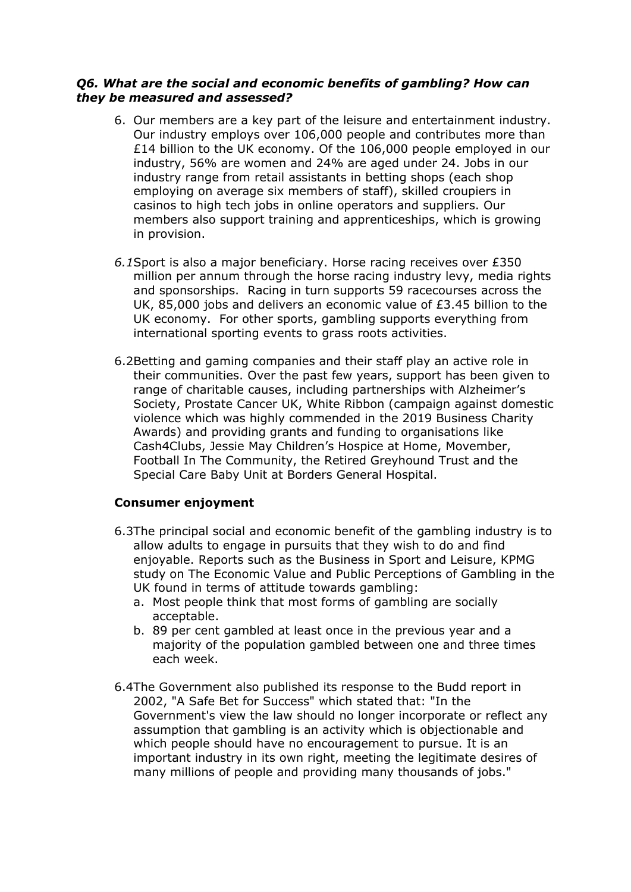***Q6. What are the social and economic benefits of gambling? How can they be measured and assessed?***

6. Our members are a key part of the leisure and entertainment industry. Our industry employs over 106,000 people and contributes more than £14 billion to the UK economy. Of the 106,000 people employed in our industry, 56% are women and 24% are aged under 24. Jobs in our industry range from retail assistants in betting shops (each shop employing on average six members of staff), skilled croupiers in casinos to high tech jobs in online operators and suppliers. Our members also support training and apprenticeships, which is growing in provision.

*6.1*Sport is also a major beneficiary. Horse racing receives over £350 million per annum through the horse racing industry levy, media rights and sponsorships. Racing in turn supports 59 racecourses across the UK, 85,000 jobs and delivers an economic value of £3.45 billion to the UK economy. For other sports, gambling supports everything from international sporting events to grass roots activities.

6.2Betting and gaming companies and their staff play an active role in their communities. Over the past few years, support has been given to range of charitable causes, including partnerships with Alzheimer's Society, Prostate Cancer UK, White Ribbon (campaign against domestic violence which was highly commended in the 2019 Business Charity Awards) and providing grants and funding to organisations like Cash4Clubs, Jessie May Children's Hospice at Home, Movember, Football In The Community, the Retired Greyhound Trust and the Special Care Baby Unit at Borders General Hospital.

**Consumer enjoyment**

6.3The principal social and economic benefit of the gambling industry is to allow adults to engage in pursuits that they wish to do and find enjoyable. Reports such as the Business in Sport and Leisure, KPMG study on The Economic Value and Public Perceptions of Gambling in the UK found in terms of attitude towards gambling:

a. Most people think that most forms of gambling are socially acceptable.
b. 89 per cent gambled at least once in the previous year and a majority of the population gambled between one and three times each week.

6.4The Government also published its response to the Budd report in 2002, "A Safe Bet for Success" which stated that: "In the Government's view the law should no longer incorporate or reflect any assumption that gambling is an activity which is objectionable and which people should have no encouragement to pursue. It is an important industry in its own right, meeting the legitimate desires of many millions of people and providing many thousands of jobs."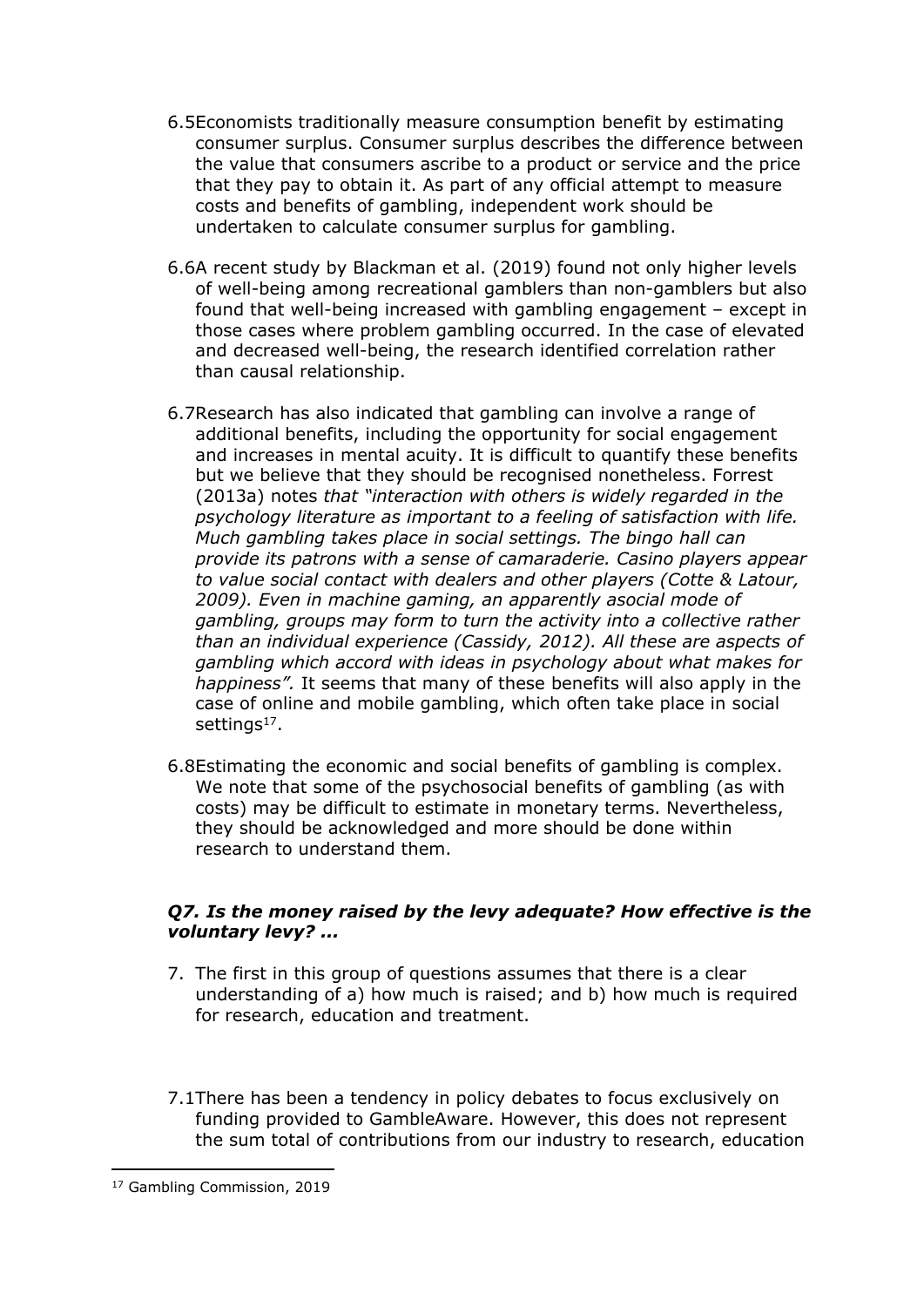6.5 Economists traditionally measure consumption benefit by estimating consumer surplus. Consumer surplus describes the difference between the value that consumers ascribe to a product or service and the price that they pay to obtain it. As part of any official attempt to measure costs and benefits of gambling, independent work should be undertaken to calculate consumer surplus for gambling.

6.6 A recent study by Blackman et al. (2019) found not only higher levels of well-being among recreational gamblers than non-gamblers but also found that well-being increased with gambling engagement – except in those cases where problem gambling occurred. In the case of elevated and decreased well-being, the research identified correlation rather than causal relationship.

6.7 Research has also indicated that gambling can involve a range of additional benefits, including the opportunity for social engagement and increases in mental acuity. It is difficult to quantify these benefits but we believe that they should be recognised nonetheless. Forrest (2013a) notes *that "interaction with others is widely regarded in the psychology literature as important to a feeling of satisfaction with life. Much gambling takes place in social settings. The bingo hall can provide its patrons with a sense of camaraderie. Casino players appear to value social contact with dealers and other players (Cotte & Latour, 2009). Even in machine gaming, an apparently asocial mode of gambling, groups may form to turn the activity into a collective rather than an individual experience (Cassidy, 2012). All these are aspects of gambling which accord with ideas in psychology about what makes for happiness".* It seems that many of these benefits will also apply in the case of online and mobile gambling, which often take place in social settings[17].

6.8 Estimating the economic and social benefits of gambling is complex. We note that some of the psychosocial benefits of gambling (as with costs) may be difficult to estimate in monetary terms. Nevertheless, they should be acknowledged and more should be done within research to understand them.

### *Q7. Is the money raised by the levy adequate? How effective is the voluntary levy? …*

7. The first in this group of questions assumes that there is a clear understanding of a) how much is raised; and b) how much is required for research, education and treatment.

7.1 There has been a tendency in policy debates to focus exclusively on funding provided to GambleAware. However, this does not represent the sum total of contributions from our industry to research, education

[17] Gambling Commission, 2019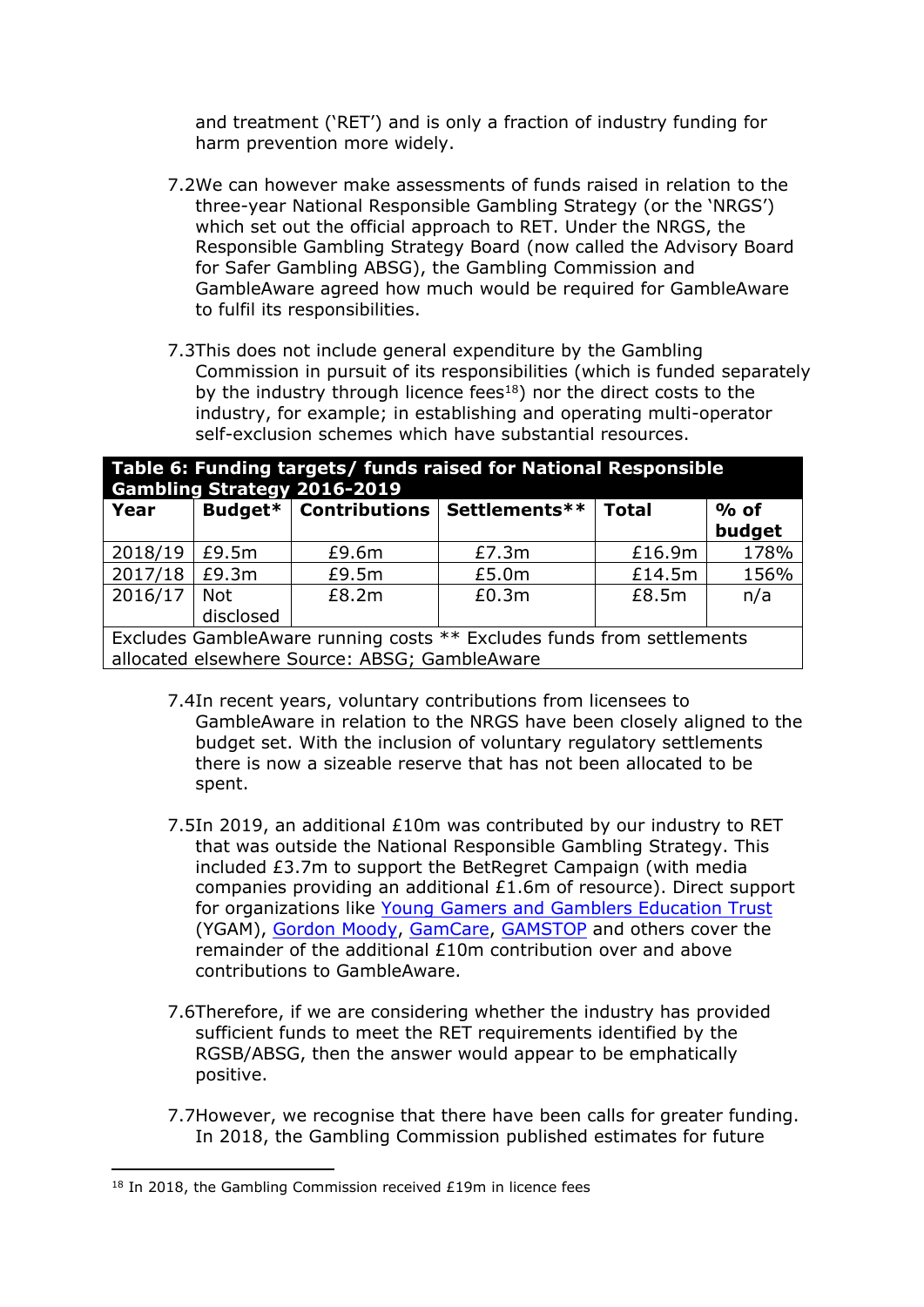and treatment ('RET') and is only a fraction of industry funding for harm prevention more widely.

7.2 We can however make assessments of funds raised in relation to the three-year National Responsible Gambling Strategy (or the 'NRGS') which set out the official approach to RET. Under the NRGS, the Responsible Gambling Strategy Board (now called the Advisory Board for Safer Gambling ABSG), the Gambling Commission and GambleAware agreed how much would be required for GambleAware to fulfil its responsibilities.

7.3 This does not include general expenditure by the Gambling Commission in pursuit of its responsibilities (which is funded separately by the industry through licence fees[18]) nor the direct costs to the industry, for example; in establishing and operating multi-operator self-exclusion schemes which have substantial resources.

**Table 6: Funding targets/ funds raised for National Responsible Gambling Strategy 2016-2019**

| Year | Budget* | Contributions | Settlements** | Total | % of budget |
|---|---|---|---|---|---|
| 2018/19 | £9.5m | £9.6m | £7.3m | £16.9m | 178% |
| 2017/18 | £9.3m | £9.5m | £5.0m | £14.5m | 156% |
| 2016/17 | Not disclosed | £8.2m | £0.3m | £8.5m | n/a |

Excludes GambleAware running costs ** Excludes funds from settlements allocated elsewhere Source: ABSG; GambleAware

7.4 In recent years, voluntary contributions from licensees to GambleAware in relation to the NRGS have been closely aligned to the budget set. With the inclusion of voluntary regulatory settlements there is now a sizeable reserve that has not been allocated to be spent.

7.5 In 2019, an additional £10m was contributed by our industry to RET that was outside the National Responsible Gambling Strategy. This included £3.7m to support the BetRegret Campaign (with media companies providing an additional £1.6m of resource). Direct support for organizations like Young Gamers and Gamblers Education Trust (YGAM), Gordon Moody, GamCare, GAMSTOP and others cover the remainder of the additional £10m contribution over and above contributions to GambleAware.

7.6 Therefore, if we are considering whether the industry has provided sufficient funds to meet the RET requirements identified by the RGSB/ABSG, then the answer would appear to be emphatically positive.

7.7 However, we recognise that there have been calls for greater funding. In 2018, the Gambling Commission published estimates for future

[18] In 2018, the Gambling Commission received £19m in licence fees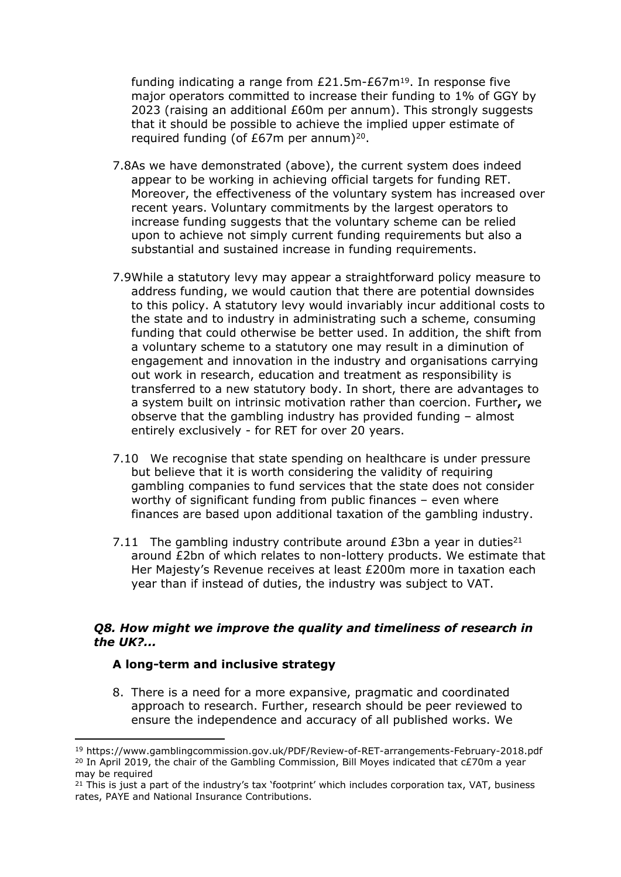funding indicating a range from £21.5m-£67m[19]. In response five major operators committed to increase their funding to 1% of GGY by 2023 (raising an additional £60m per annum). This strongly suggests that it should be possible to achieve the implied upper estimate of required funding (of £67m per annum)[20].

7.8 As we have demonstrated (above), the current system does indeed appear to be working in achieving official targets for funding RET. Moreover, the effectiveness of the voluntary system has increased over recent years. Voluntary commitments by the largest operators to increase funding suggests that the voluntary scheme can be relied upon to achieve not simply current funding requirements but also a substantial and sustained increase in funding requirements.

7.9 While a statutory levy may appear a straightforward policy measure to address funding, we would caution that there are potential downsides to this policy. A statutory levy would invariably incur additional costs to the state and to industry in administrating such a scheme, consuming funding that could otherwise be better used. In addition, the shift from a voluntary scheme to a statutory one may result in a diminution of engagement and innovation in the industry and organisations carrying out work in research, education and treatment as responsibility is transferred to a new statutory body. In short, there are advantages to a system built on intrinsic motivation rather than coercion. Further**,** we observe that the gambling industry has provided funding – almost entirely exclusively - for RET for over 20 years.

7.10 We recognise that state spending on healthcare is under pressure but believe that it is worth considering the validity of requiring gambling companies to fund services that the state does not consider worthy of significant funding from public finances – even where finances are based upon additional taxation of the gambling industry.

7.11 The gambling industry contribute around £3bn a year in duties[21] around £2bn of which relates to non-lottery products. We estimate that Her Majesty's Revenue receives at least £200m more in taxation each year than if instead of duties, the industry was subject to VAT.

### *Q8. How might we improve the quality and timeliness of research in the UK?...*

#### A long-term and inclusive strategy

8. There is a need for a more expansive, pragmatic and coordinated approach to research. Further, research should be peer reviewed to ensure the independence and accuracy of all published works. We

---

[19] https://www.gamblingcommission.gov.uk/PDF/Review-of-RET-arrangements-February-2018.pdf

[20] In April 2019, the chair of the Gambling Commission, Bill Moyes indicated that c£70m a year may be required

[21] This is just a part of the industry's tax 'footprint' which includes corporation tax, VAT, business rates, PAYE and National Insurance Contributions.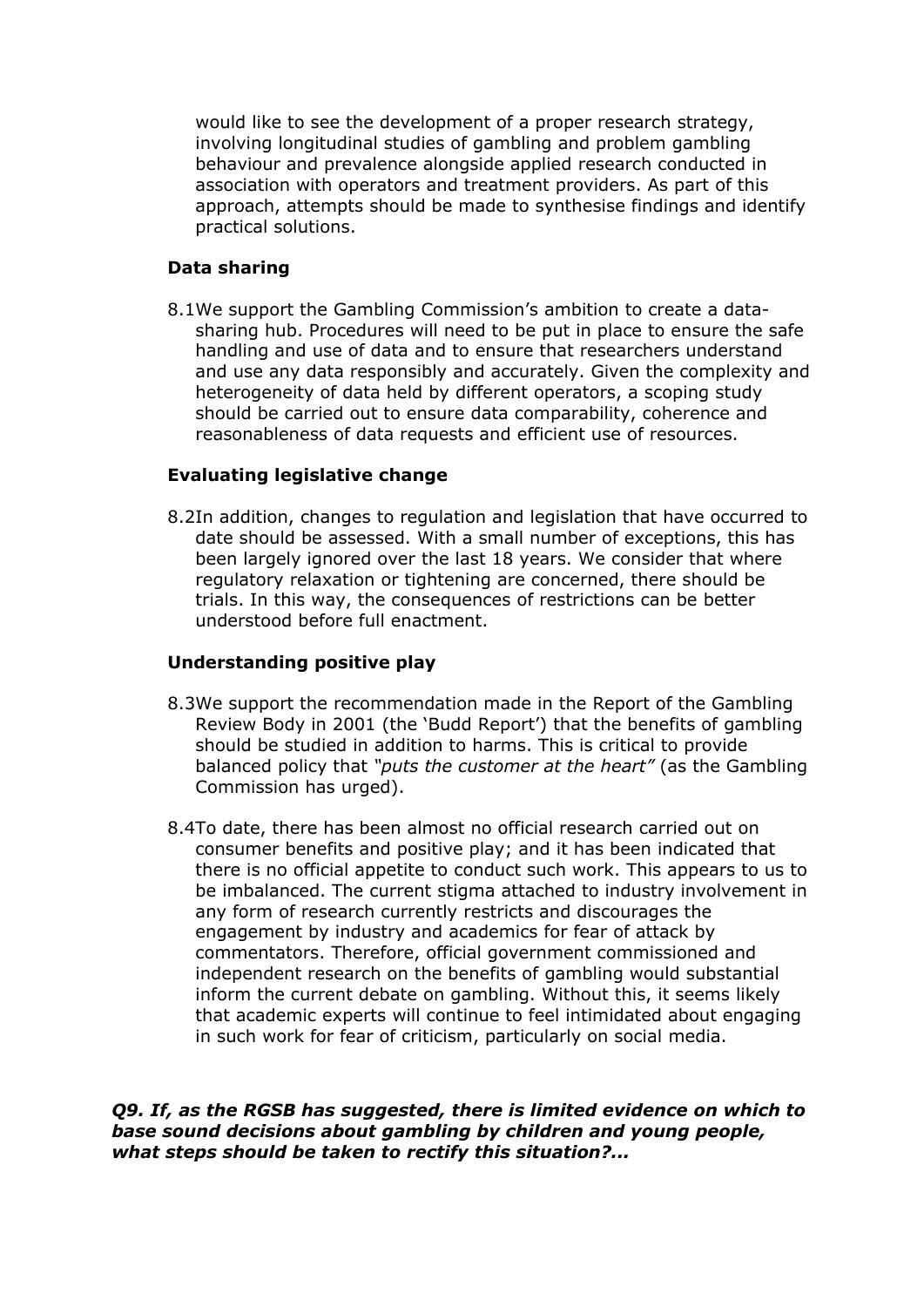would like to see the development of a proper research strategy, involving longitudinal studies of gambling and problem gambling behaviour and prevalence alongside applied research conducted in association with operators and treatment providers. As part of this approach, attempts should be made to synthesise findings and identify practical solutions.

**Data sharing**

8.1 We support the Gambling Commission's ambition to create a data-sharing hub. Procedures will need to be put in place to ensure the safe handling and use of data and to ensure that researchers understand and use any data responsibly and accurately. Given the complexity and heterogeneity of data held by different operators, a scoping study should be carried out to ensure data comparability, coherence and reasonableness of data requests and efficient use of resources.

**Evaluating legislative change**

8.2 In addition, changes to regulation and legislation that have occurred to date should be assessed. With a small number of exceptions, this has been largely ignored over the last 18 years. We consider that where regulatory relaxation or tightening are concerned, there should be trials. In this way, the consequences of restrictions can be better understood before full enactment.

**Understanding positive play**

8.3 We support the recommendation made in the Report of the Gambling Review Body in 2001 (the 'Budd Report') that the benefits of gambling should be studied in addition to harms. This is critical to provide balanced policy that *"puts the customer at the heart"* (as the Gambling Commission has urged).

8.4 To date, there has been almost no official research carried out on consumer benefits and positive play; and it has been indicated that there is no official appetite to conduct such work. This appears to us to be imbalanced. The current stigma attached to industry involvement in any form of research currently restricts and discourages the engagement by industry and academics for fear of attack by commentators. Therefore, official government commissioned and independent research on the benefits of gambling would substantial inform the current debate on gambling. Without this, it seems likely that academic experts will continue to feel intimidated about engaging in such work for fear of criticism, particularly on social media.

***Q9. If, as the RGSB has suggested, there is limited evidence on which to base sound decisions about gambling by children and young people, what steps should be taken to rectify this situation?...***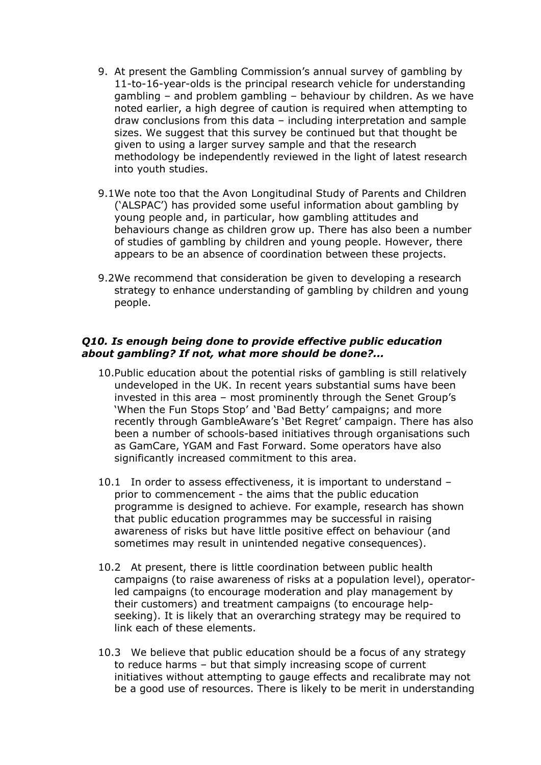9. At present the Gambling Commission's annual survey of gambling by 11-to-16-year-olds is the principal research vehicle for understanding gambling – and problem gambling – behaviour by children. As we have noted earlier, a high degree of caution is required when attempting to draw conclusions from this data – including interpretation and sample sizes. We suggest that this survey be continued but that thought be given to using a larger survey sample and that the research methodology be independently reviewed in the light of latest research into youth studies.

9.1 We note too that the Avon Longitudinal Study of Parents and Children ('ALSPAC') has provided some useful information about gambling by young people and, in particular, how gambling attitudes and behaviours change as children grow up. There has also been a number of studies of gambling by children and young people. However, there appears to be an absence of coordination between these projects.

9.2 We recommend that consideration be given to developing a research strategy to enhance understanding of gambling by children and young people.

### *Q10. Is enough being done to provide effective public education about gambling? If not, what more should be done?...*

10. Public education about the potential risks of gambling is still relatively undeveloped in the UK. In recent years substantial sums have been invested in this area – most prominently through the Senet Group's 'When the Fun Stops Stop' and 'Bad Betty' campaigns; and more recently through GambleAware's 'Bet Regret' campaign. There has also been a number of schools-based initiatives through organisations such as GamCare, YGAM and Fast Forward. Some operators have also significantly increased commitment to this area.

10.1 In order to assess effectiveness, it is important to understand – prior to commencement - the aims that the public education programme is designed to achieve. For example, research has shown that public education programmes may be successful in raising awareness of risks but have little positive effect on behaviour (and sometimes may result in unintended negative consequences).

10.2 At present, there is little coordination between public health campaigns (to raise awareness of risks at a population level), operator-led campaigns (to encourage moderation and play management by their customers) and treatment campaigns (to encourage help-seeking). It is likely that an overarching strategy may be required to link each of these elements.

10.3 We believe that public education should be a focus of any strategy to reduce harms – but that simply increasing scope of current initiatives without attempting to gauge effects and recalibrate may not be a good use of resources. There is likely to be merit in understanding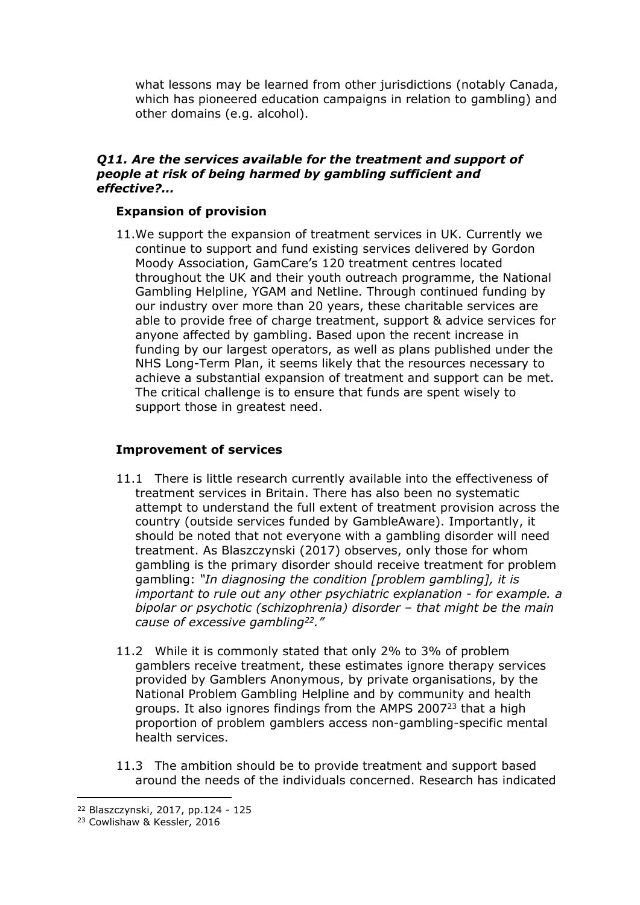what lessons may be learned from other jurisdictions (notably Canada, which has pioneered education campaigns in relation to gambling) and other domains (e.g. alcohol).

***Q11. Are the services available for the treatment and support of people at risk of being harmed by gambling sufficient and effective?...***

**Expansion of provision**

11. We support the expansion of treatment services in UK. Currently we continue to support and fund existing services delivered by Gordon Moody Association, GamCare's 120 treatment centres located throughout the UK and their youth outreach programme, the National Gambling Helpline, YGAM and Netline. Through continued funding by our industry over more than 20 years, these charitable services are able to provide free of charge treatment, support & advice services for anyone affected by gambling. Based upon the recent increase in funding by our largest operators, as well as plans published under the NHS Long-Term Plan, it seems likely that the resources necessary to achieve a substantial expansion of treatment and support can be met. The critical challenge is to ensure that funds are spent wisely to support those in greatest need.

**Improvement of services**

11.1 There is little research currently available into the effectiveness of treatment services in Britain. There has also been no systematic attempt to understand the full extent of treatment provision across the country (outside services funded by GambleAware). Importantly, it should be noted that not everyone with a gambling disorder will need treatment. As Blaszczynski (2017) observes, only those for whom gambling is the primary disorder should receive treatment for problem gambling: *"In diagnosing the condition [problem gambling], it is important to rule out any other psychiatric explanation - for example. a bipolar or psychotic (schizophrenia) disorder – that might be the main cause of excessive gambling[22]."*

11.2 While it is commonly stated that only 2% to 3% of problem gamblers receive treatment, these estimates ignore therapy services provided by Gamblers Anonymous, by private organisations, by the National Problem Gambling Helpline and by community and health groups. It also ignores findings from the AMPS 2007[23] that a high proportion of problem gamblers access non-gambling-specific mental health services.

11.3 The ambition should be to provide treatment and support based around the needs of the individuals concerned. Research has indicated

[22] Blaszczynski, 2017, pp.124 - 125

[23] Cowlishaw & Kessler, 2016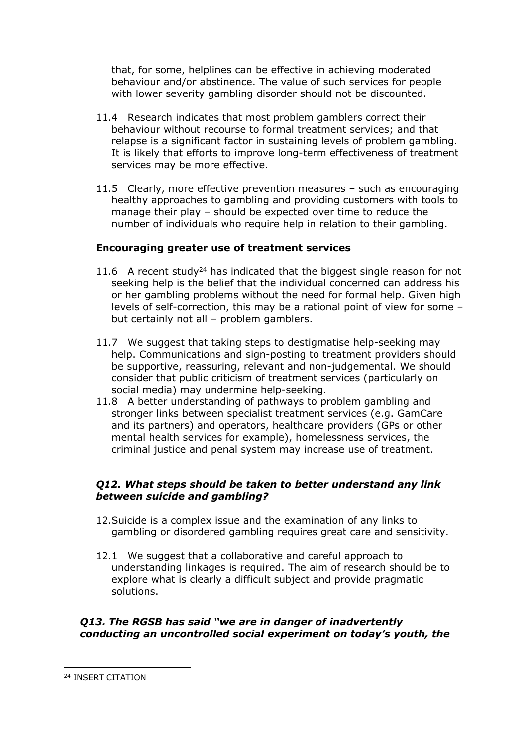that, for some, helplines can be effective in achieving moderated behaviour and/or abstinence. The value of such services for people with lower severity gambling disorder should not be discounted.

11.4 Research indicates that most problem gamblers correct their behaviour without recourse to formal treatment services; and that relapse is a significant factor in sustaining levels of problem gambling. It is likely that efforts to improve long-term effectiveness of treatment services may be more effective.

11.5 Clearly, more effective prevention measures – such as encouraging healthy approaches to gambling and providing customers with tools to manage their play – should be expected over time to reduce the number of individuals who require help in relation to their gambling.

**Encouraging greater use of treatment services**

11.6 A recent study[24] has indicated that the biggest single reason for not seeking help is the belief that the individual concerned can address his or her gambling problems without the need for formal help. Given high levels of self-correction, this may be a rational point of view for some – but certainly not all – problem gamblers.

11.7 We suggest that taking steps to destigmatise help-seeking may help. Communications and sign-posting to treatment providers should be supportive, reassuring, relevant and non-judgemental. We should consider that public criticism of treatment services (particularly on social media) may undermine help-seeking.

11.8 A better understanding of pathways to problem gambling and stronger links between specialist treatment services (e.g. GamCare and its partners) and operators, healthcare providers (GPs or other mental health services for example), homelessness services, the criminal justice and penal system may increase use of treatment.

***Q12. What steps should be taken to better understand any link between suicide and gambling?***

12. Suicide is a complex issue and the examination of any links to gambling or disordered gambling requires great care and sensitivity.

12.1 We suggest that a collaborative and careful approach to understanding linkages is required. The aim of research should be to explore what is clearly a difficult subject and provide pragmatic solutions.

***Q13. The RGSB has said "we are in danger of inadvertently conducting an uncontrolled social experiment on today's youth, the***

[24] INSERT CITATION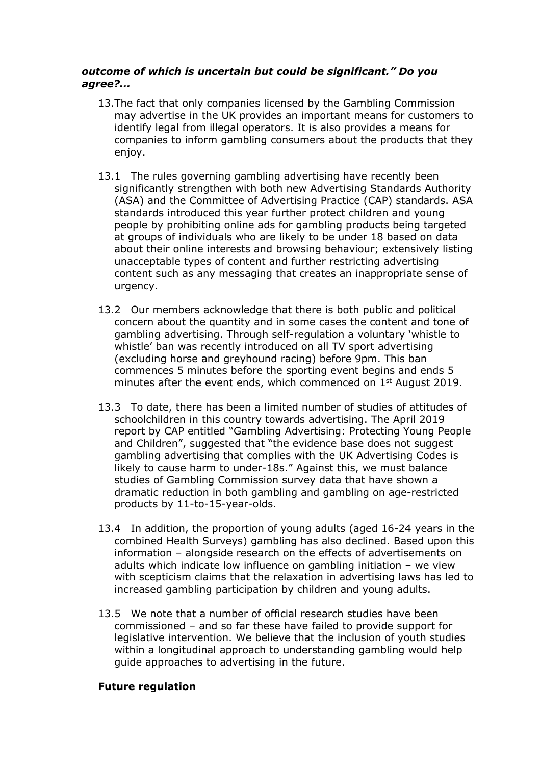***outcome of which is uncertain but could be significant." Do you agree?...***

13. The fact that only companies licensed by the Gambling Commission may advertise in the UK provides an important means for customers to identify legal from illegal operators. It is also provides a means for companies to inform gambling consumers about the products that they enjoy.

13.1 The rules governing gambling advertising have recently been significantly strengthen with both new Advertising Standards Authority (ASA) and the Committee of Advertising Practice (CAP) standards. ASA standards introduced this year further protect children and young people by prohibiting online ads for gambling products being targeted at groups of individuals who are likely to be under 18 based on data about their online interests and browsing behaviour; extensively listing unacceptable types of content and further restricting advertising content such as any messaging that creates an inappropriate sense of urgency.

13.2 Our members acknowledge that there is both public and political concern about the quantity and in some cases the content and tone of gambling advertising. Through self-regulation a voluntary 'whistle to whistle' ban was recently introduced on all TV sport advertising (excluding horse and greyhound racing) before 9pm. This ban commences 5 minutes before the sporting event begins and ends 5 minutes after the event ends, which commenced on 1st August 2019.

13.3 To date, there has been a limited number of studies of attitudes of schoolchildren in this country towards advertising. The April 2019 report by CAP entitled "Gambling Advertising: Protecting Young People and Children", suggested that "the evidence base does not suggest gambling advertising that complies with the UK Advertising Codes is likely to cause harm to under-18s." Against this, we must balance studies of Gambling Commission survey data that have shown a dramatic reduction in both gambling and gambling on age-restricted products by 11-to-15-year-olds.

13.4 In addition, the proportion of young adults (aged 16-24 years in the combined Health Surveys) gambling has also declined. Based upon this information – alongside research on the effects of advertisements on adults which indicate low influence on gambling initiation – we view with scepticism claims that the relaxation in advertising laws has led to increased gambling participation by children and young adults.

13.5 We note that a number of official research studies have been commissioned – and so far these have failed to provide support for legislative intervention. We believe that the inclusion of youth studies within a longitudinal approach to understanding gambling would help guide approaches to advertising in the future.

**Future regulation**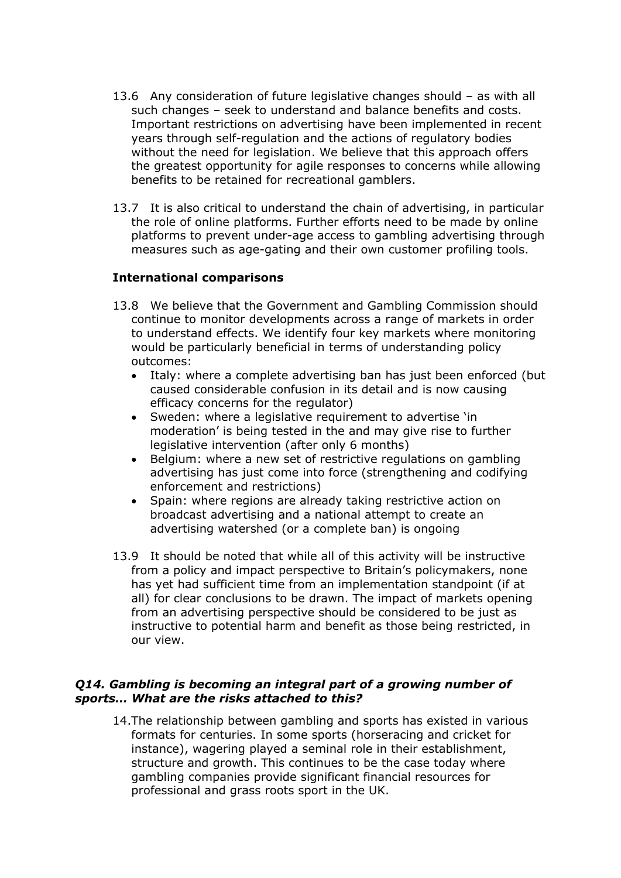13.6 Any consideration of future legislative changes should – as with all such changes – seek to understand and balance benefits and costs. Important restrictions on advertising have been implemented in recent years through self-regulation and the actions of regulatory bodies without the need for legislation. We believe that this approach offers the greatest opportunity for agile responses to concerns while allowing benefits to be retained for recreational gamblers.

13.7 It is also critical to understand the chain of advertising, in particular the role of online platforms. Further efforts need to be made by online platforms to prevent under-age access to gambling advertising through measures such as age-gating and their own customer profiling tools.

**International comparisons**

13.8 We believe that the Government and Gambling Commission should continue to monitor developments across a range of markets in order to understand effects. We identify four key markets where monitoring would be particularly beneficial in terms of understanding policy outcomes:

- Italy: where a complete advertising ban has just been enforced (but caused considerable confusion in its detail and is now causing efficacy concerns for the regulator)
- Sweden: where a legislative requirement to advertise 'in moderation' is being tested in the and may give rise to further legislative intervention (after only 6 months)
- Belgium: where a new set of restrictive regulations on gambling advertising has just come into force (strengthening and codifying enforcement and restrictions)
- Spain: where regions are already taking restrictive action on broadcast advertising and a national attempt to create an advertising watershed (or a complete ban) is ongoing

13.9 It should be noted that while all of this activity will be instructive from a policy and impact perspective to Britain's policymakers, none has yet had sufficient time from an implementation standpoint (if at all) for clear conclusions to be drawn. The impact of markets opening from an advertising perspective should be considered to be just as instructive to potential harm and benefit as those being restricted, in our view.

### *Q14. Gambling is becoming an integral part of a growing number of sports… What are the risks attached to this?*

14. The relationship between gambling and sports has existed in various formats for centuries. In some sports (horseracing and cricket for instance), wagering played a seminal role in their establishment, structure and growth. This continues to be the case today where gambling companies provide significant financial resources for professional and grass roots sport in the UK.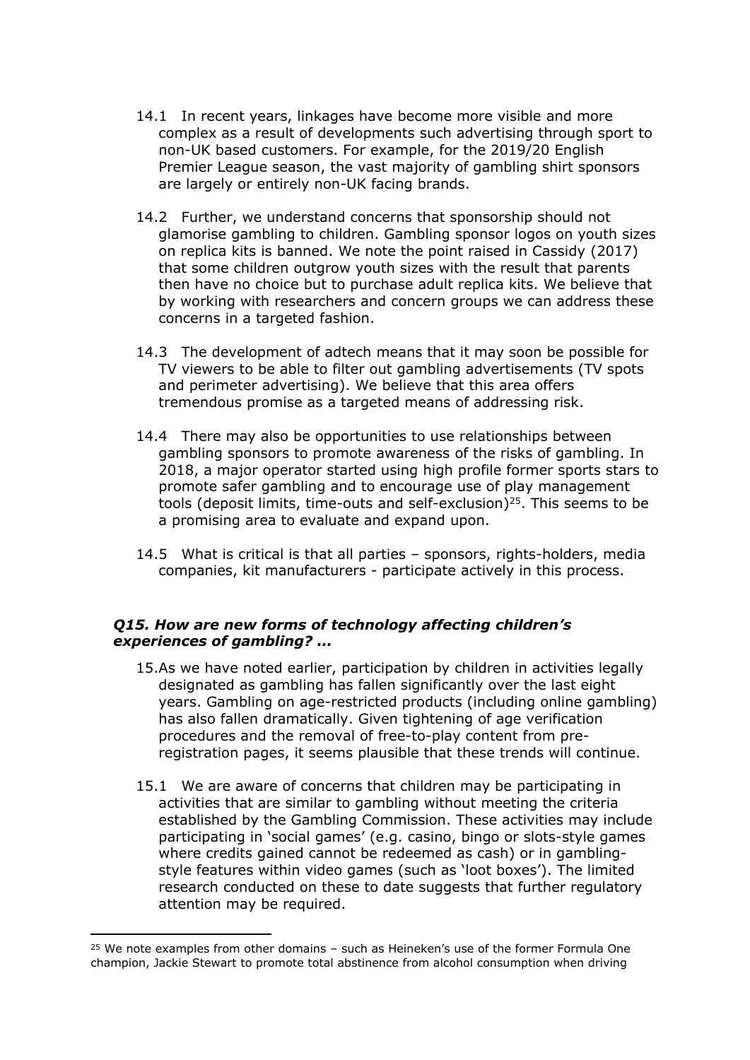14.1 In recent years, linkages have become more visible and more complex as a result of developments such advertising through sport to non-UK based customers. For example, for the 2019/20 English Premier League season, the vast majority of gambling shirt sponsors are largely or entirely non-UK facing brands.

14.2 Further, we understand concerns that sponsorship should not glamorise gambling to children. Gambling sponsor logos on youth sizes on replica kits is banned. We note the point raised in Cassidy (2017) that some children outgrow youth sizes with the result that parents then have no choice but to purchase adult replica kits. We believe that by working with researchers and concern groups we can address these concerns in a targeted fashion.

14.3 The development of adtech means that it may soon be possible for TV viewers to be able to filter out gambling advertisements (TV spots and perimeter advertising). We believe that this area offers tremendous promise as a targeted means of addressing risk.

14.4 There may also be opportunities to use relationships between gambling sponsors to promote awareness of the risks of gambling. In 2018, a major operator started using high profile former sports stars to promote safer gambling and to encourage use of play management tools (deposit limits, time-outs and self-exclusion)[25]. This seems to be a promising area to evaluate and expand upon.

14.5 What is critical is that all parties – sponsors, rights-holders, media companies, kit manufacturers - participate actively in this process.

***Q15. How are new forms of technology affecting children's experiences of gambling? ...***

15. As we have noted earlier, participation by children in activities legally designated as gambling has fallen significantly over the last eight years. Gambling on age-restricted products (including online gambling) has also fallen dramatically. Given tightening of age verification procedures and the removal of free-to-play content from pre-registration pages, it seems plausible that these trends will continue.

15.1 We are aware of concerns that children may be participating in activities that are similar to gambling without meeting the criteria established by the Gambling Commission. These activities may include participating in 'social games' (e.g. casino, bingo or slots-style games where credits gained cannot be redeemed as cash) or in gambling-style features within video games (such as 'loot boxes'). The limited research conducted on these to date suggests that further regulatory attention may be required.

[25] We note examples from other domains – such as Heineken's use of the former Formula One champion, Jackie Stewart to promote total abstinence from alcohol consumption when driving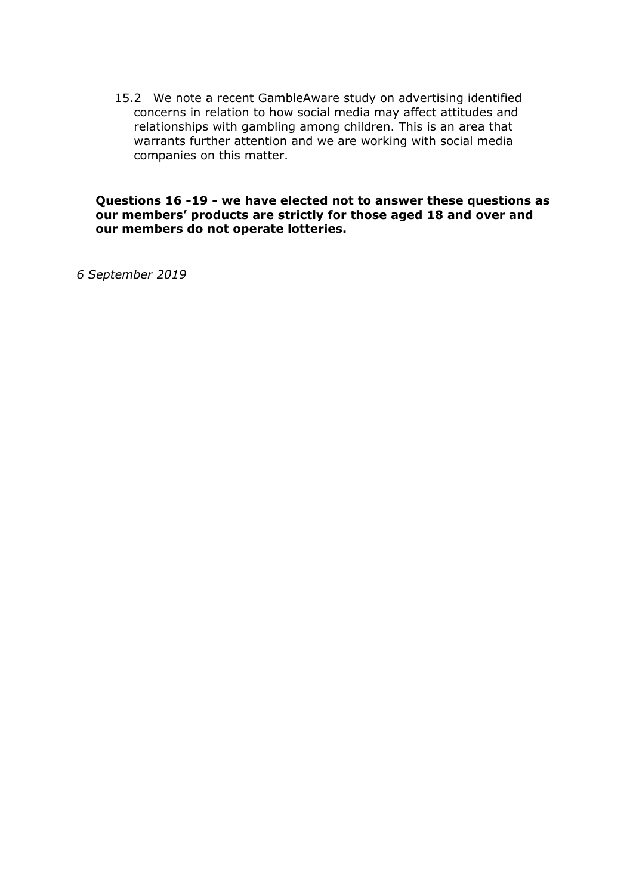15.2 We note a recent GambleAware study on advertising identified concerns in relation to how social media may affect attitudes and relationships with gambling among children. This is an area that warrants further attention and we are working with social media companies on this matter.

**Questions 16 -19 - we have elected not to answer these questions as our members' products are strictly for those aged 18 and over and our members do not operate lotteries.**

*6 September 2019*